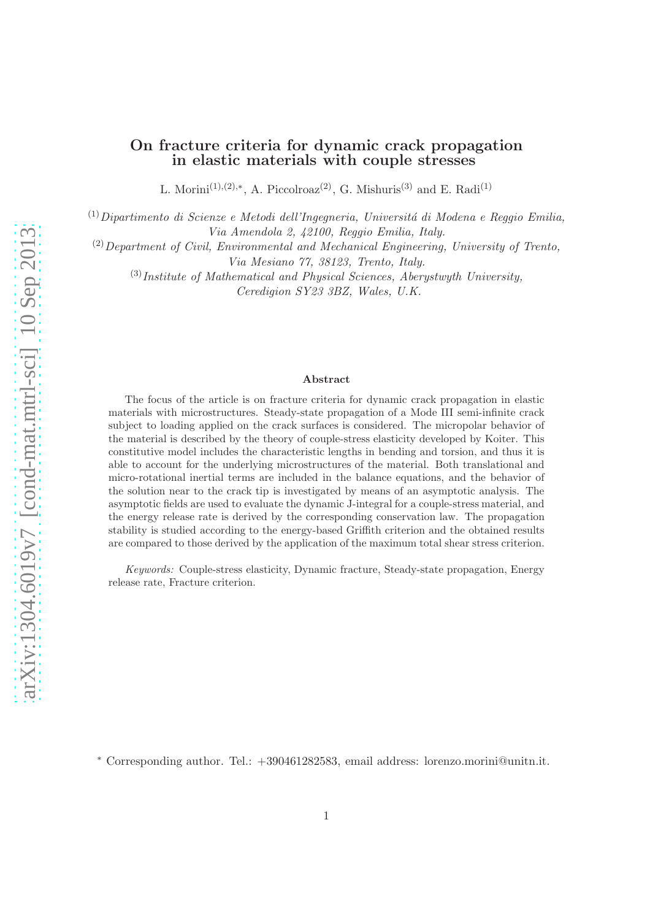# On fracture criteria for dynamic crack propagation in elastic materials with couple stresses

L. Morini[(1),(2),*], A. Piccolroaz[(2)], G. Mishuris[(3)] and E. Radi[(1)]

[(1)] *Dipartimento di Scienze e Metodi dell'Ingegneria, Universitá di Modena e Reggio Emilia, Via Amendola 2, 42100, Reggio Emilia, Italy.*

[(2)] *Department of Civil, Environmental and Mechanical Engineering, University of Trento, Via Mesiano 77, 38123, Trento, Italy.*

[(3)] *Institute of Mathematical and Physical Sciences, Aberystwyth University, Ceredigion SY23 3BZ, Wales, U.K.*

### Abstract

The focus of the article is on fracture criteria for dynamic crack propagation in elastic materials with microstructures. Steady-state propagation of a Mode III semi-infinite crack subject to loading applied on the crack surfaces is considered. The micropolar behavior of the material is described by the theory of couple-stress elasticity developed by Koiter. This constitutive model includes the characteristic lengths in bending and torsion, and thus it is able to account for the underlying microstructures of the material. Both translational and micro-rotational inertial terms are included in the balance equations, and the behavior of the solution near to the crack tip is investigated by means of an asymptotic analysis. The asymptotic fields are used to evaluate the dynamic J-integral for a couple-stress material, and the energy release rate is derived by the corresponding conservation law. The propagation stability is studied according to the energy-based Griffith criterion and the obtained results are compared to those derived by the application of the maximum total shear stress criterion.

*Keywords:* Couple-stress elasticity, Dynamic fracture, Steady-state propagation, Energy release rate, Fracture criterion.

[*] Corresponding author. Tel.: +390461282583, email address: lorenzo.morini@unitn.it.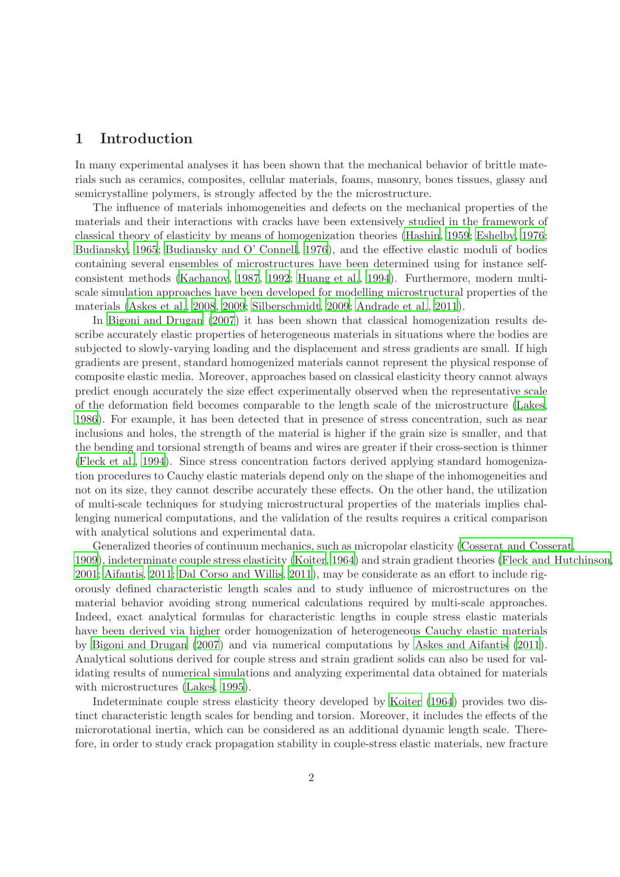## 1 Introduction

In many experimental analyses it has been shown that the mechanical behavior of brittle materials such as ceramics, composites, cellular materials, foams, masonry, bones tissues, glassy and semicrystalline polymers, is strongly affected by the the microstructure.

The influence of materials inhomogeneities and defects on the mechanical properties of the materials and their interactions with cracks have been extensively studied in the framework of classical theory of elasticity by means of homogenization theories (Hashin, 1959; Eshelby, 1976; Budiansky, 1965; Budiansky and O' Connell, 1976), and the effective elastic moduli of bodies containing several ensembles of microstructures have been determined using for instance self-consistent methods (Kachanov, 1987, 1992; Huang et al., 1994). Furthermore, modern multi-scale simulation approaches have been developed for modelling microstructural properties of the materials (Askes et al., 2008, 2009; Silberschmidt, 2009; Andrade et al., 2011).

In Bigoni and Drugan (2007) it has been shown that classical homogenization results describe accurately elastic properties of heterogeneous materials in situations where the bodies are subjected to slowly-varying loading and the displacement and stress gradients are small. If high gradients are present, standard homogenized materials cannot represent the physical response of composite elastic media. Moreover, approaches based on classical elasticity theory cannot always predict enough accurately the size effect experimentally observed when the representative scale of the deformation field becomes comparable to the length scale of the microstructure (Lakes, 1986). For example, it has been detected that in presence of stress concentration, such as near inclusions and holes, the strength of the material is higher if the grain size is smaller, and that the bending and torsional strength of beams and wires are greater if their cross-section is thinner (Fleck et al., 1994). Since stress concentration factors derived applying standard homogenization procedures to Cauchy elastic materials depend only on the shape of the inhomogeneities and not on its size, they cannot describe accurately these effects. On the other hand, the utilization of multi-scale techniques for studying microstructural properties of the materials implies challenging numerical computations, and the validation of the results requires a critical comparison with analytical solutions and experimental data.

Generalized theories of continuum mechanics, such as micropolar elasticity (Cosserat and Cosserat, 1909), indeterminate couple stress elasticity (Koiter, 1964) and strain gradient theories (Fleck and Hutchinson, 2001; Aifantis, 2011; Dal Corso and Willis, 2011), may be considerate as an effort to include rigorously defined characteristic length scales and to study influence of microstructures on the material behavior avoiding strong numerical calculations required by multi-scale approaches. Indeed, exact analytical formulas for characteristic lengths in couple stress elastic materials have been derived via higher order homogenization of heterogeneous Cauchy elastic materials by Bigoni and Drugan (2007) and via numerical computations by Askes and Aifantis (2011). Analytical solutions derived for couple stress and strain gradient solids can also be used for validating results of numerical simulations and analyzing experimental data obtained for materials with microstructures (Lakes, 1995).

Indeterminate couple stress elasticity theory developed by Koiter (1964) provides two distinct characteristic length scales for bending and torsion. Moreover, it includes the effects of the microrotational inertia, which can be considered as an additional dynamic length scale. Therefore, in order to study crack propagation stability in couple-stress elastic materials, new fracture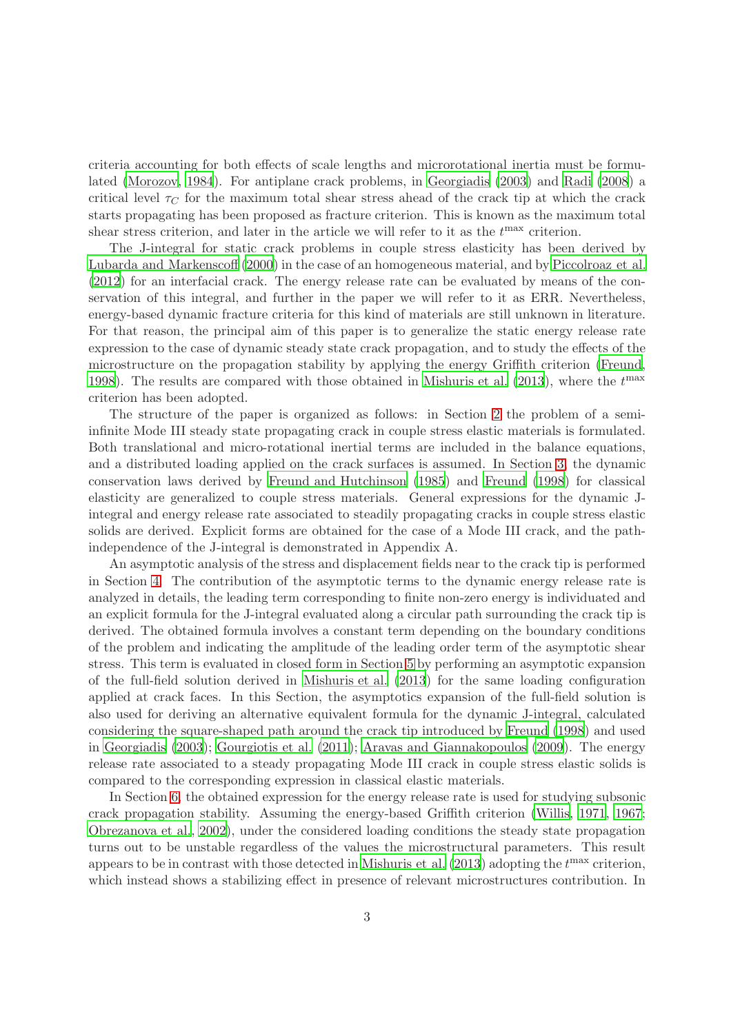criteria accounting for both effects of scale lengths and microrotational inertia must be formulated (Morozov, 1984). For antiplane crack problems, in Georgiadis (2003) and Radi (2008) a critical level $\tau_C$ for the maximum total shear stress ahead of the crack tip at which the crack starts propagating has been proposed as fracture criterion. This is known as the maximum total shear stress criterion, and later in the article we will refer to it as the $t^{\max}$ criterion.

The J-integral for static crack problems in couple stress elasticity has been derived by Lubarda and Markenscoff (2000) in the case of an homogeneous material, and by Piccolroaz et al. (2012) for an interfacial crack. The energy release rate can be evaluated by means of the conservation of this integral, and further in the paper we will refer to it as ERR. Nevertheless, energy-based dynamic fracture criteria for this kind of materials are still unknown in literature. For that reason, the principal aim of this paper is to generalize the static energy release rate expression to the case of dynamic steady state crack propagation, and to study the effects of the microstructure on the propagation stability by applying the energy Griffith criterion (Freund, 1998). The results are compared with those obtained in Mishuris et al. (2013), where the $t^{\max}$ criterion has been adopted.

The structure of the paper is organized as follows: in Section 2 the problem of a semi-infinite Mode III steady state propagating crack in couple stress elastic materials is formulated. Both translational and micro-rotational inertial terms are included in the balance equations, and a distributed loading applied on the crack surfaces is assumed. In Section 3, the dynamic conservation laws derived by Freund and Hutchinson (1985) and Freund (1998) for classical elasticity are generalized to couple stress materials. General expressions for the dynamic J-integral and energy release rate associated to steadily propagating cracks in couple stress elastic solids are derived. Explicit forms are obtained for the case of a Mode III crack, and the path-independence of the J-integral is demonstrated in Appendix A.

An asymptotic analysis of the stress and displacement fields near to the crack tip is performed in Section 4. The contribution of the asymptotic terms to the dynamic energy release rate is analyzed in details, the leading term corresponding to finite non-zero energy is individuated and an explicit formula for the J-integral evaluated along a circular path surrounding the crack tip is derived. The obtained formula involves a constant term depending on the boundary conditions of the problem and indicating the amplitude of the leading order term of the asymptotic shear stress. This term is evaluated in closed form in Section 5 by performing an asymptotic expansion of the full-field solution derived in Mishuris et al. (2013) for the same loading configuration applied at crack faces. In this Section, the asymptotics expansion of the full-field solution is also used for deriving an alternative equivalent formula for the dynamic J-integral, calculated considering the square-shaped path around the crack tip introduced by Freund (1998) and used in Georgiadis (2003); Gourgiotis et al. (2011); Aravas and Giannakopoulos (2009). The energy release rate associated to a steady propagating Mode III crack in couple stress elastic solids is compared to the corresponding expression in classical elastic materials.

In Section 6, the obtained expression for the energy release rate is used for studying subsonic crack propagation stability. Assuming the energy-based Griffith criterion (Willis, 1971, 1967; Obrezanova et al., 2002), under the considered loading conditions the steady state propagation turns out to be unstable regardless of the values the microstructural parameters. This result appears to be in contrast with those detected in Mishuris et al. (2013) adopting the $t^{\max}$ criterion, which instead shows a stabilizing effect in presence of relevant microstructures contribution. In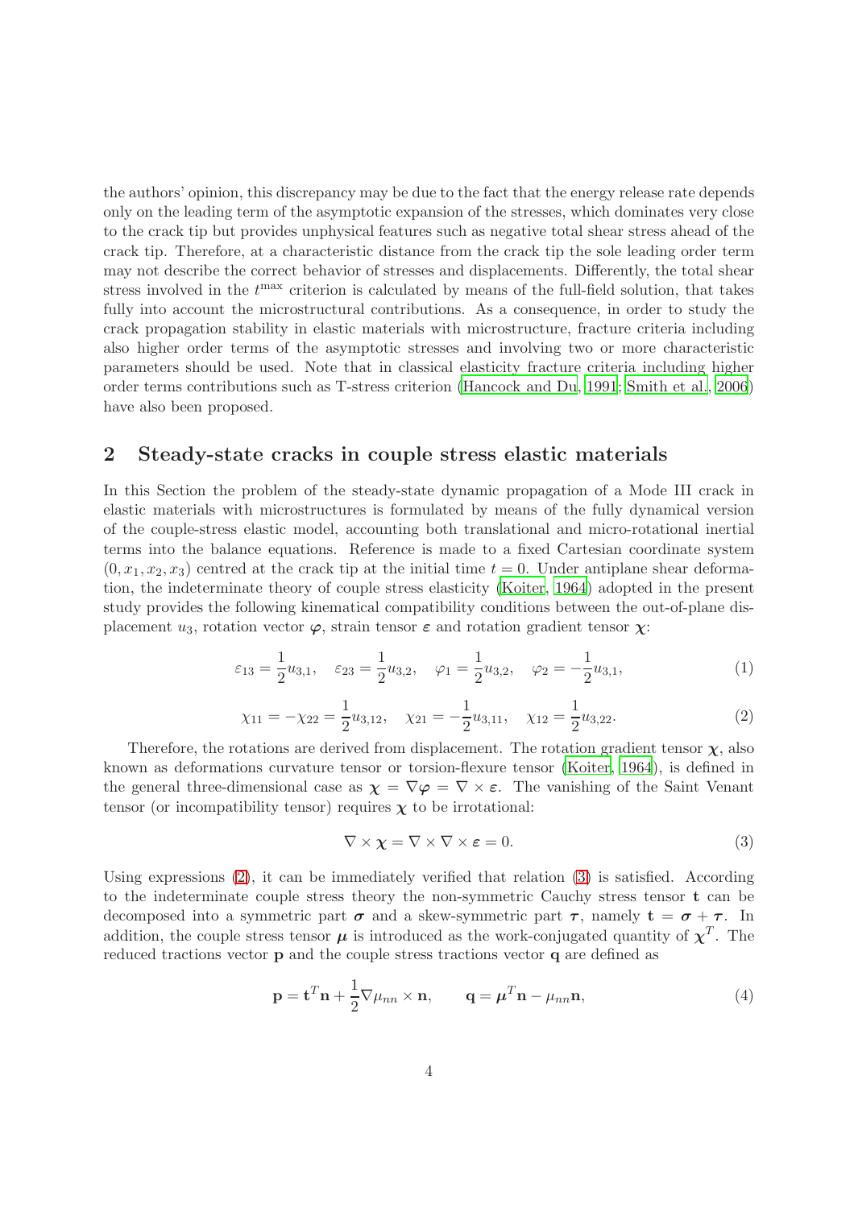the authors' opinion, this discrepancy may be due to the fact that the energy release rate depends only on the leading term of the asymptotic expansion of the stresses, which dominates very close to the crack tip but provides unphysical features such as negative total shear stress ahead of the crack tip. Therefore, at a characteristic distance from the crack tip the sole leading order term may not describe the correct behavior of stresses and displacements. Differently, the total shear stress involved in the $t^{\max}$ criterion is calculated by means of the full-field solution, that takes fully into account the microstructural contributions. As a consequence, in order to study the crack propagation stability in elastic materials with microstructure, fracture criteria including also higher order terms of the asymptotic stresses and involving two or more characteristic parameters should be used. Note that in classical elasticity fracture criteria including higher order terms contributions such as T-stress criterion (Hancock and Du, 1991; Smith et al., 2006) have also been proposed.

## 2 Steady-state cracks in couple stress elastic materials

In this Section the problem of the steady-state dynamic propagation of a Mode III crack in elastic materials with microstructures is formulated by means of the fully dynamical version of the couple-stress elastic model, accounting both translational and micro-rotational inertial terms into the balance equations. Reference is made to a fixed Cartesian coordinate system $(0, x_1, x_2, x_3)$ centred at the crack tip at the initial time $t = 0$. Under antiplane shear deformation, the indeterminate theory of couple stress elasticity (Koiter, 1964) adopted in the present study provides the following kinematical compatibility conditions between the out-of-plane displacement $u_3$, rotation vector $\boldsymbol{\varphi}$, strain tensor $\boldsymbol{\varepsilon}$ and rotation gradient tensor $\boldsymbol{\chi}$:

$$\varepsilon_{13} = \frac{1}{2}u_{3,1}, \quad \varepsilon_{23} = \frac{1}{2}u_{3,2}, \quad \varphi_1 = \frac{1}{2}u_{3,2}, \quad \varphi_2 = -\frac{1}{2}u_{3,1}, \tag{1}$$

$$\chi_{11} = -\chi_{22} = \frac{1}{2}u_{3,12}, \quad \chi_{21} = -\frac{1}{2}u_{3,11}, \quad \chi_{12} = \frac{1}{2}u_{3,22}. \tag{2}$$

Therefore, the rotations are derived from displacement. The rotation gradient tensor $\boldsymbol{\chi}$, also known as deformations curvature tensor or torsion-flexure tensor (Koiter, 1964), is defined in the general three-dimensional case as $\boldsymbol{\chi} = \nabla\boldsymbol{\varphi} = \nabla \times \boldsymbol{\varepsilon}$. The vanishing of the Saint Venant tensor (or incompatibility tensor) requires $\boldsymbol{\chi}$ to be irrotational:

$$\nabla \times \boldsymbol{\chi} = \nabla \times \nabla \times \boldsymbol{\varepsilon} = 0. \tag{3}$$

Using expressions (2), it can be immediately verified that relation (3) is satisfied. According to the indeterminate couple stress theory the non-symmetric Cauchy stress tensor $\mathbf{t}$ can be decomposed into a symmetric part $\boldsymbol{\sigma}$ and a skew-symmetric part $\boldsymbol{\tau}$, namely $\mathbf{t} = \boldsymbol{\sigma} + \boldsymbol{\tau}$. In addition, the couple stress tensor $\boldsymbol{\mu}$ is introduced as the work-conjugated quantity of $\boldsymbol{\chi}^T$. The reduced tractions vector $\mathbf{p}$ and the couple stress tractions vector $\mathbf{q}$ are defined as

$$\mathbf{p} = \mathbf{t}^T\mathbf{n} + \frac{1}{2}\nabla\mu_{nn} \times \mathbf{n}, \qquad \mathbf{q} = \boldsymbol{\mu}^T\mathbf{n} - \mu_{nn}\mathbf{n}, \tag{4}$$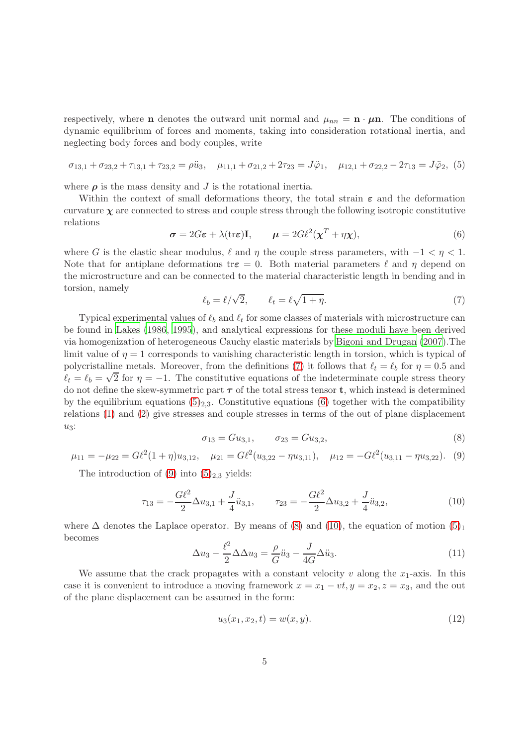respectively, where $\mathbf{n}$ denotes the outward unit normal and $\mu_{nn} = \mathbf{n} \cdot \boldsymbol{\mu}\mathbf{n}$. The conditions of dynamic equilibrium of forces and moments, taking into consideration rotational inertia, and neglecting body forces and body couples, write

$$\sigma_{13,1} + \sigma_{23,2} + \tau_{13,1} + \tau_{23,2} = \rho \ddot{u}_3, \quad \mu_{11,1} + \sigma_{21,2} + 2\tau_{23} = J\ddot{\varphi}_1, \quad \mu_{12,1} + \sigma_{22,2} - 2\tau_{13} = J\ddot{\varphi}_2, \tag{5}$$

where $\boldsymbol{\rho}$ is the mass density and $J$ is the rotational inertia.

Within the context of small deformations theory, the total strain $\boldsymbol{\varepsilon}$ and the deformation curvature $\boldsymbol{\chi}$ are connected to stress and couple stress through the following isotropic constitutive relations

$$\boldsymbol{\sigma} = 2G\boldsymbol{\varepsilon} + \lambda(\text{tr}\boldsymbol{\varepsilon})\mathbf{I}, \qquad \boldsymbol{\mu} = 2G\ell^2(\boldsymbol{\chi}^T + \eta\boldsymbol{\chi}), \tag{6}$$

where $G$ is the elastic shear modulus, $\ell$ and $\eta$ the couple stress parameters, with $-1 < \eta < 1$. Note that for antiplane deformations $\text{tr}\boldsymbol{\varepsilon} = 0$. Both material parameters $\ell$ and $\eta$ depend on the microstructure and can be connected to the material characteristic length in bending and in torsion, namely

$$\ell_b = \ell/\sqrt{2}, \qquad \ell_t = \ell\sqrt{1+\eta}. \tag{7}$$

Typical experimental values of $\ell_b$ and $\ell_t$ for some classes of materials with microstructure can be found in Lakes (1986, 1995), and analytical expressions for these moduli have been derived via homogenization of heterogeneous Cauchy elastic materials by Bigoni and Drugan (2007).The limit value of $\eta = 1$ corresponds to vanishing characteristic length in torsion, which is typical of polycristalline metals. Moreover, from the definitions (7) it follows that $\ell_t = \ell_b$ for $\eta = 0.5$ and $\ell_t = \ell_b = \sqrt{2}$ for $\eta = -1$. The constitutive equations of the indeterminate couple stress theory do not define the skew-symmetric part $\boldsymbol{\tau}$ of the total stress tensor $\mathbf{t}$, which instead is determined by the equilibrium equations $(5)_{2,3}$. Constitutive equations (6) together with the compatibility relations (1) and (2) give stresses and couple stresses in terms of the out of plane displacement $u_3$:

$$\sigma_{13} = Gu_{3,1}, \qquad \sigma_{23} = Gu_{3,2}, \tag{8}$$

$$\mu_{11} = -\mu_{22} = G\ell^2(1+\eta)u_{3,12}, \quad \mu_{21} = G\ell^2(u_{3,22} - \eta u_{3,11}), \quad \mu_{12} = -G\ell^2(u_{3,11} - \eta u_{3,22}). \tag{9}$$

The introduction of (9) into $(5)_{2,3}$ yields:

$$\tau_{13} = -\frac{G\ell^2}{2}\Delta u_{3,1} + \frac{J}{4}\ddot{u}_{3,1}, \qquad \tau_{23} = -\frac{G\ell^2}{2}\Delta u_{3,2} + \frac{J}{4}\ddot{u}_{3,2}, \tag{10}$$

where $\Delta$ denotes the Laplace operator. By means of (8) and (10), the equation of motion $(5)_1$ becomes

$$\Delta u_3 - \frac{\ell^2}{2}\Delta\Delta u_3 = \frac{\rho}{G}\ddot{u}_3 - \frac{J}{4G}\Delta\ddot{u}_3. \tag{11}$$

We assume that the crack propagates with a constant velocity $v$ along the $x_1$-axis. In this case it is convenient to introduce a moving framework $x = x_1 - vt, y = x_2, z = x_3$, and the out of the plane displacement can be assumed in the form:

$$u_3(x_1, x_2, t) = w(x, y). \tag{12}$$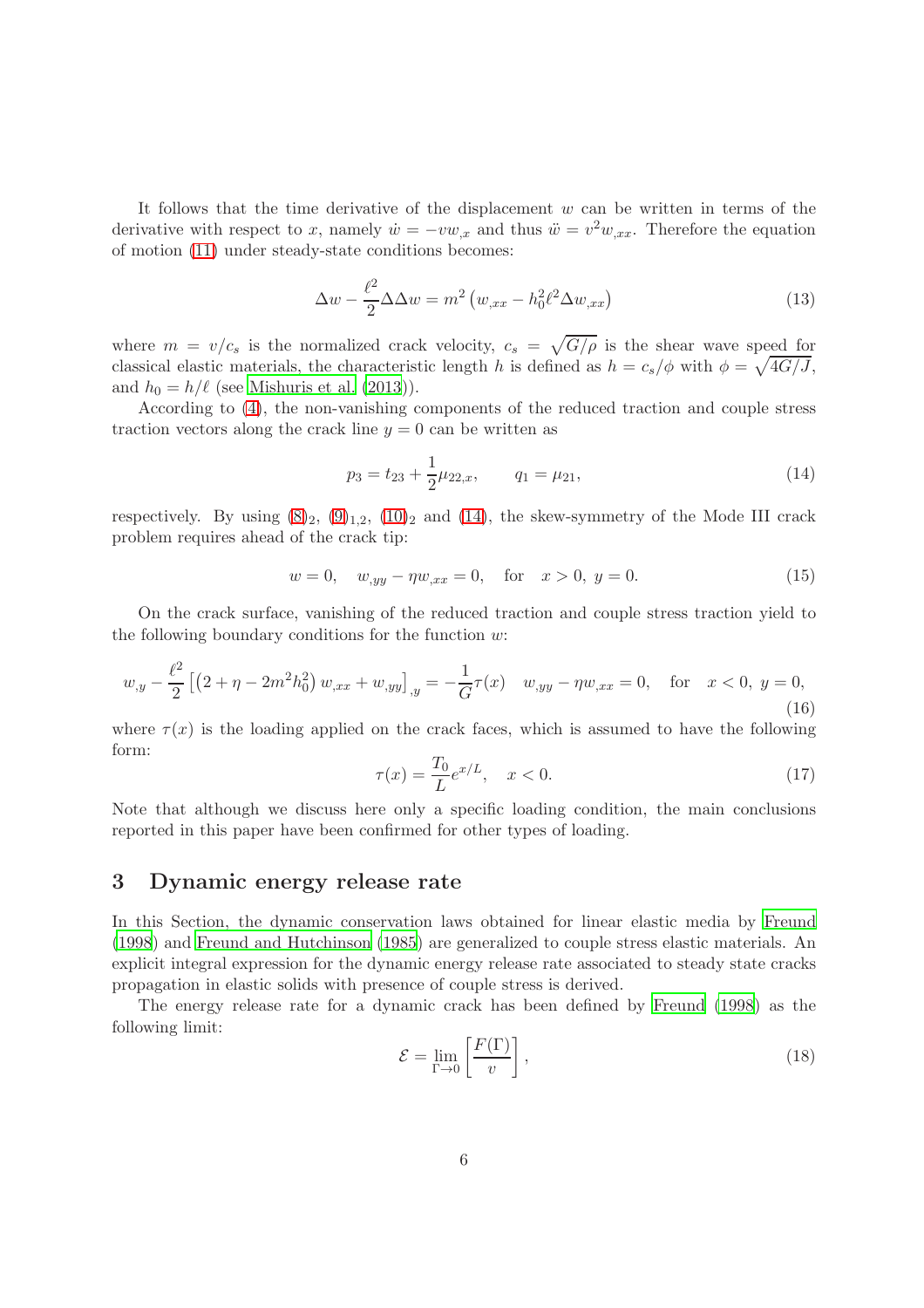It follows that the time derivative of the displacement $w$ can be written in terms of the derivative with respect to $x$, namely $\dot{w} = -v w_{,x}$ and thus $\ddot{w} = v^2 w_{,xx}$. Therefore the equation of motion (11) under steady-state conditions becomes:

$$\Delta w - \frac{\ell^2}{2} \Delta\Delta w = m^2 \left( w_{,xx} - h_0^2 \ell^2 \Delta w_{,xx} \right) \tag{13}$$

where $m = v/c_s$ is the normalized crack velocity, $c_s = \sqrt{G/\rho}$ is the shear wave speed for classical elastic materials, the characteristic length $h$ is defined as $h = c_s/\phi$ with $\phi = \sqrt{4G/J}$, and $h_0 = h/\ell$ (see Mishuris et al. (2013)).

According to (4), the non-vanishing components of the reduced traction and couple stress traction vectors along the crack line $y = 0$ can be written as

$$p_3 = t_{23} + \frac{1}{2}\mu_{22,x}, \qquad q_1 = \mu_{21}, \tag{14}$$

respectively. By using $(8)_2$, $(9)_{1,2}$, $(10)_2$ and (14), the skew-symmetry of the Mode III crack problem requires ahead of the crack tip:

$$w = 0, \quad w_{,yy} - \eta w_{,xx} = 0, \quad \text{for} \quad x > 0,\ y = 0. \tag{15}$$

On the crack surface, vanishing of the reduced traction and couple stress traction yield to the following boundary conditions for the function $w$:

$$w_{,y} - \frac{\ell^2}{2}\left[\left(2 + \eta - 2m^2 h_0^2\right) w_{,xx} + w_{,yy}\right]_{,y} = -\frac{1}{G}\tau(x) \quad w_{,yy} - \eta w_{,xx} = 0, \quad \text{for} \quad x < 0,\ y = 0, \tag{16}$$

where $\tau(x)$ is the loading applied on the crack faces, which is assumed to have the following form:

$$\tau(x) = \frac{T_0}{L} e^{x/L}, \quad x < 0. \tag{17}$$

Note that although we discuss here only a specific loading condition, the main conclusions reported in this paper have been confirmed for other types of loading.

## 3 Dynamic energy release rate

In this Section, the dynamic conservation laws obtained for linear elastic media by Freund (1998) and Freund and Hutchinson (1985) are generalized to couple stress elastic materials. An explicit integral expression for the dynamic energy release rate associated to steady state cracks propagation in elastic solids with presence of couple stress is derived.

The energy release rate for a dynamic crack has been defined by Freund (1998) as the following limit:

$$\mathcal{E} = \lim_{\Gamma \to 0} \left[ \frac{F(\Gamma)}{v} \right], \tag{18}$$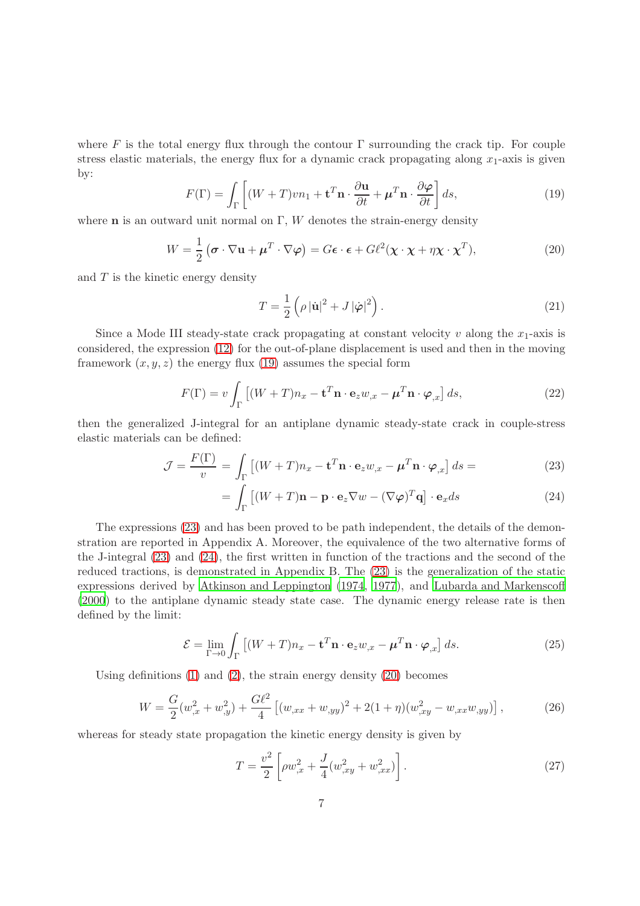where $F$ is the total energy flux through the contour $\Gamma$ surrounding the crack tip. For couple stress elastic materials, the energy flux for a dynamic crack propagating along $x_1$-axis is given by:

$$F(\Gamma) = \int_\Gamma \left[ (W+T) v n_1 + \mathbf{t}^T \mathbf{n} \cdot \frac{\partial \mathbf{u}}{\partial t} + \boldsymbol{\mu}^T \mathbf{n} \cdot \frac{\partial \boldsymbol{\varphi}}{\partial t} \right] ds, \tag{19}$$

where $\mathbf{n}$ is an outward unit normal on $\Gamma$, $W$ denotes the strain-energy density

$$W = \frac{1}{2} \left( \boldsymbol{\sigma} \cdot \nabla \mathbf{u} + \boldsymbol{\mu}^T \cdot \nabla \boldsymbol{\varphi} \right) = G \boldsymbol{\epsilon} \cdot \boldsymbol{\epsilon} + G \ell^2 (\boldsymbol{\chi} \cdot \boldsymbol{\chi} + \eta \boldsymbol{\chi} \cdot \boldsymbol{\chi}^T), \tag{20}$$

and $T$ is the kinetic energy density

$$T = \frac{1}{2} \left( \rho \left| \dot{\mathbf{u}} \right|^2 + J \left| \dot{\boldsymbol{\varphi}} \right|^2 \right). \tag{21}$$

Since a Mode III steady-state crack propagating at constant velocity $v$ along the $x_1$-axis is considered, the expression (12) for the out-of-plane displacement is used and then in the moving framework $(x, y, z)$ the energy flux (19) assumes the special form

$$F(\Gamma) = v \int_\Gamma \left[ (W+T) n_x - \mathbf{t}^T \mathbf{n} \cdot \mathbf{e}_z w_{,x} - \boldsymbol{\mu}^T \mathbf{n} \cdot \boldsymbol{\varphi}_{,x} \right] ds, \tag{22}$$

then the generalized J-integral for an antiplane dynamic steady-state crack in couple-stress elastic materials can be defined:

$$\mathcal{J} = \frac{F(\Gamma)}{v} = \int_\Gamma \left[ (W+T) n_x - \mathbf{t}^T \mathbf{n} \cdot \mathbf{e}_z w_{,x} - \boldsymbol{\mu}^T \mathbf{n} \cdot \boldsymbol{\varphi}_{,x} \right] ds = \tag{23}$$

$$= \int_\Gamma \left[ (W+T) \mathbf{n} - \mathbf{p} \cdot \mathbf{e}_z \nabla w - (\nabla \boldsymbol{\varphi})^T \mathbf{q} \right] \cdot \mathbf{e}_x ds \tag{24}$$

The expressions (23) and has been proved to be path independent, the details of the demonstration are reported in Appendix A. Moreover, the equivalence of the two alternative forms of the J-integral (23) and (24), the first written in function of the tractions and the second of the reduced tractions, is demonstrated in Appendix B. The (23) is the generalization of the static expressions derived by Atkinson and Leppington (1974, 1977), and Lubarda and Markenscoff (2000) to the antiplane dynamic steady state case. The dynamic energy release rate is then defined by the limit:

$$\mathcal{E} = \lim_{\Gamma \to 0} \int_\Gamma \left[ (W+T) n_x - \mathbf{t}^T \mathbf{n} \cdot \mathbf{e}_z w_{,x} - \boldsymbol{\mu}^T \mathbf{n} \cdot \boldsymbol{\varphi}_{,x} \right] ds. \tag{25}$$

Using definitions (1) and (2), the strain energy density (20) becomes

$$W = \frac{G}{2} (w_{,x}^2 + w_{,y}^2) + \frac{G \ell^2}{4} \left[ (w_{,xx} + w_{,yy})^2 + 2(1+\eta)(w_{,xy}^2 - w_{,xx} w_{,yy}) \right], \tag{26}$$

whereas for steady state propagation the kinetic energy density is given by

$$T = \frac{v^2}{2} \left[ \rho w_{,x}^2 + \frac{J}{4} (w_{,xy}^2 + w_{,xx}^2) \right]. \tag{27}$$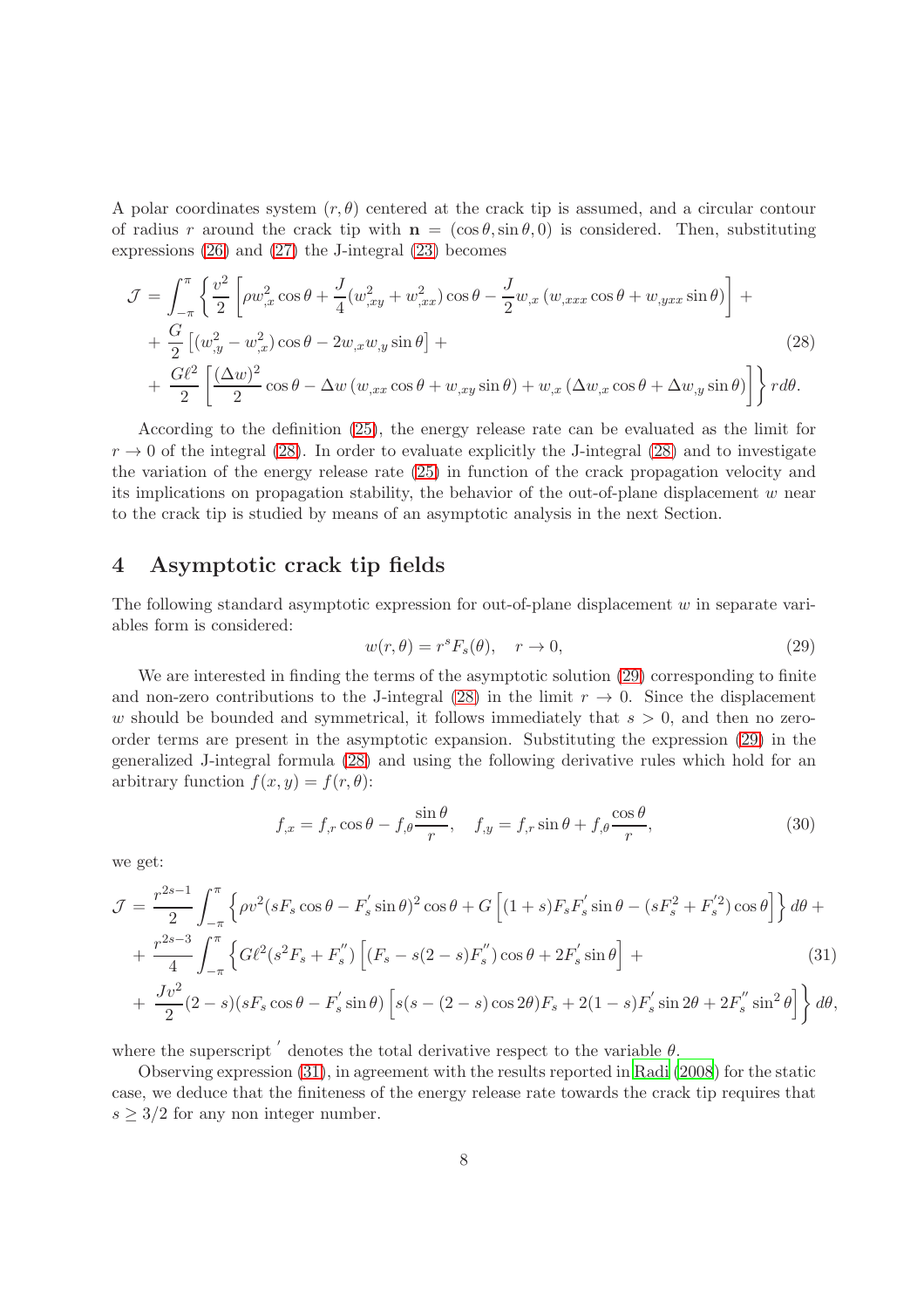A polar coordinates system $(r, \theta)$ centered at the crack tip is assumed, and a circular contour of radius $r$ around the crack tip with $\mathbf{n} = (\cos\theta, \sin\theta, 0)$ is considered. Then, substituting expressions (26) and (27) the J-integral (23) becomes

$$
\begin{aligned}
\mathcal{J} = \int_{-\pi}^{\pi} \Bigg\{ & \frac{v^2}{2} \left[ \rho w_{,x}^2 \cos\theta + \frac{J}{4}(w_{,xy}^2 + w_{,xx}^2)\cos\theta - \frac{J}{2} w_{,x} \left( w_{,xxx}\cos\theta + w_{,yxx}\sin\theta \right) \right] + \\
& + \frac{G}{2}\left[ (w_{,y}^2 - w_{,x}^2)\cos\theta - 2 w_{,x} w_{,y} \sin\theta \right] + \\
& + \frac{G\ell^2}{2}\left[ \frac{(\Delta w)^2}{2}\cos\theta - \Delta w \left( w_{,xx}\cos\theta + w_{,xy}\sin\theta \right) + w_{,x}\left( \Delta w_{,x}\cos\theta + \Delta w_{,y}\sin\theta \right) \right] \Bigg\} r d\theta.
\end{aligned} \tag{28}
$$

According to the definition (25), the energy release rate can be evaluated as the limit for $r \to 0$ of the integral (28). In order to evaluate explicitly the J-integral (28) and to investigate the variation of the energy release rate (25) in function of the crack propagation velocity and its implications on propagation stability, the behavior of the out-of-plane displacement $w$ near to the crack tip is studied by means of an asymptotic analysis in the next Section.

## 4 Asymptotic crack tip fields

The following standard asymptotic expression for out-of-plane displacement $w$ in separate variables form is considered:

$$
w(r, \theta) = r^s F_s(\theta), \quad r \to 0, \tag{29}
$$

We are interested in finding the terms of the asymptotic solution (29) corresponding to finite and non-zero contributions to the J-integral (28) in the limit $r \to 0$. Since the displacement $w$ should be bounded and symmetrical, it follows immediately that $s > 0$, and then no zero-order terms are present in the asymptotic expansion. Substituting the expression (29) in the generalized J-integral formula (28) and using the following derivative rules which hold for an arbitrary function $f(x, y) = f(r, \theta)$:

$$
f_{,x} = f_{,r}\cos\theta - f_{,\theta}\frac{\sin\theta}{r}, \quad f_{,y} = f_{,r}\sin\theta + f_{,\theta}\frac{\cos\theta}{r}, \tag{30}
$$

we get:

$$
\begin{aligned}
\mathcal{J} = & \frac{r^{2s-1}}{2}\int_{-\pi}^{\pi} \left\{ \rho v^2 (sF_s\cos\theta - F_s^{'}\sin\theta)^2\cos\theta + G\left[ (1+s)F_s F_s^{'}\sin\theta - (sF_s^2 + F_s^{'2})\cos\theta \right] \right\} d\theta + \\
& + \frac{r^{2s-3}}{4}\int_{-\pi}^{\pi} \Big\{ G\ell^2 (s^2 F_s + F_s^{''}) \left[ (F_s - s(2-s)F_s^{''})\cos\theta + 2F_s^{'}\sin\theta \right] + \\
& + \frac{Jv^2}{2}(2-s)(sF_s\cos\theta - F_s^{'}\sin\theta)\left[ s(s - (2-s)\cos 2\theta)F_s + 2(1-s)F_s^{'}\sin 2\theta + 2F_s^{''}\sin^2\theta \right] \Big\} d\theta,
\end{aligned} \tag{31}
$$

where the superscript $'$ denotes the total derivative respect to the variable $\theta$.

Observing expression (31), in agreement with the results reported in Radi (2008) for the static case, we deduce that the finiteness of the energy release rate towards the crack tip requires that $s \geq 3/2$ for any non integer number.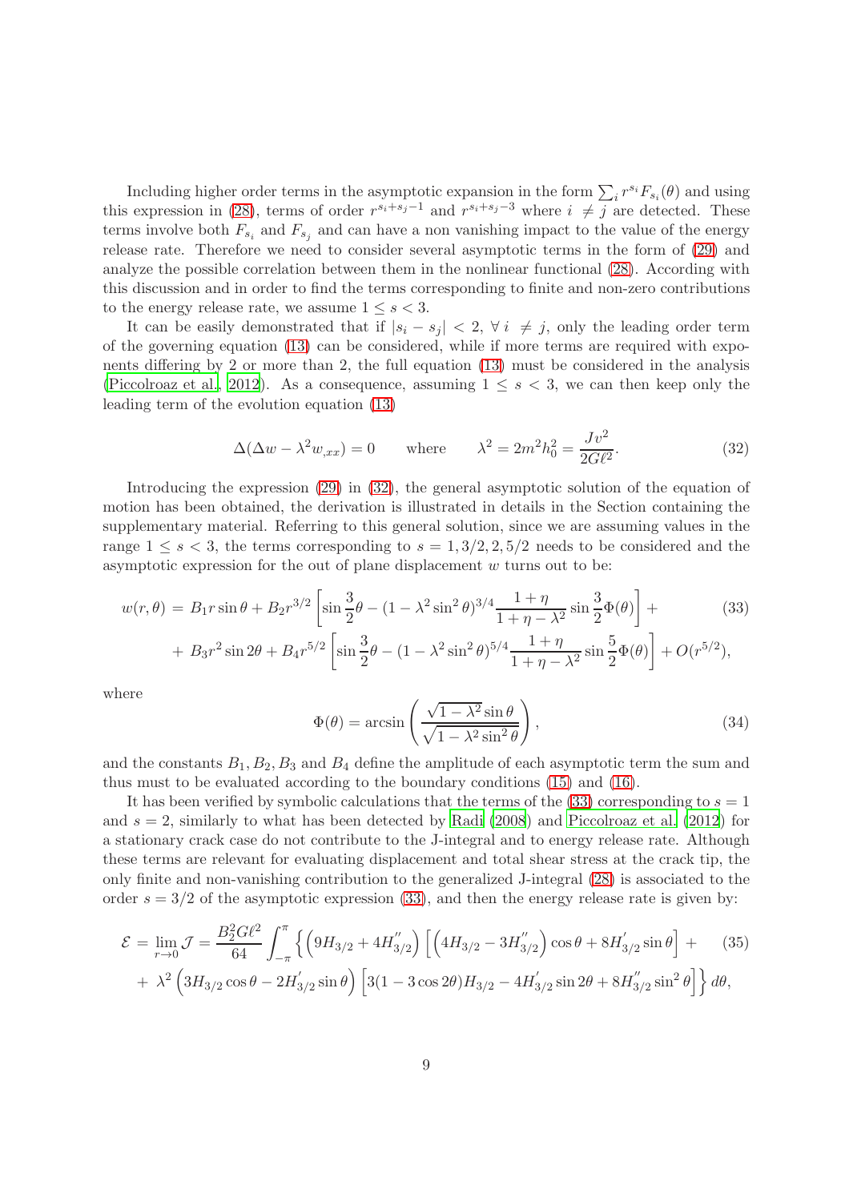Including higher order terms in the asymptotic expansion in the form $\sum_i r^{s_i} F_{s_i}(\theta)$ and using this expression in (28), terms of order $r^{s_i+s_j-1}$ and $r^{s_i+s_j-3}$ where $i \neq j$ are detected. These terms involve both $F_{s_i}$ and $F_{s_j}$ and can have a non vanishing impact to the value of the energy release rate. Therefore we need to consider several asymptotic terms in the form of (29) and analyze the possible correlation between them in the nonlinear functional (28). According with this discussion and in order to find the terms corresponding to finite and non-zero contributions to the energy release rate, we assume $1 \leq s < 3$.

It can be easily demonstrated that if $|s_i - s_j| < 2$, $\forall\, i \neq j$, only the leading order term of the governing equation (13) can be considered, while if more terms are required with exponents differing by 2 or more than 2, the full equation (13) must be considered in the analysis (Piccolroaz et al., 2012). As a consequence, assuming $1 \leq s < 3$, we can then keep only the leading term of the evolution equation (13)

$$\Delta(\Delta w - \lambda^2 w_{,xx}) = 0 \qquad \text{where} \qquad \lambda^2 = 2m^2 h_0^2 = \frac{J v^2}{2G\ell^2}. \tag{32}$$

Introducing the expression (29) in (32), the general asymptotic solution of the equation of motion has been obtained, the derivation is illustrated in details in the Section containing the supplementary material. Referring to this general solution, since we are assuming values in the range $1 \leq s < 3$, the terms corresponding to $s = 1, 3/2, 2, 5/2$ needs to be considered and the asymptotic expression for the out of plane displacement $w$ turns out to be:

$$\begin{aligned} w(r,\theta) =\; & B_1 r \sin\theta + B_2 r^{3/2}\left[\sin\frac{3}{2}\theta - (1-\lambda^2\sin^2\theta)^{3/4}\frac{1+\eta}{1+\eta-\lambda^2}\sin\frac{3}{2}\Phi(\theta)\right] + \\ & + B_3 r^2 \sin 2\theta + B_4 r^{5/2}\left[\sin\frac{3}{2}\theta - (1-\lambda^2\sin^2\theta)^{5/4}\frac{1+\eta}{1+\eta-\lambda^2}\sin\frac{5}{2}\Phi(\theta)\right] + O(r^{5/2}), \end{aligned} \tag{33}$$

where

$$\Phi(\theta) = \arcsin\left(\frac{\sqrt{1-\lambda^2}\sin\theta}{\sqrt{1-\lambda^2\sin^2\theta}}\right), \tag{34}$$

and the constants $B_1, B_2, B_3$ and $B_4$ define the amplitude of each asymptotic term the sum and thus must to be evaluated according to the boundary conditions (15) and (16).

It has been verified by symbolic calculations that the terms of the (33) corresponding to $s = 1$ and $s = 2$, similarly to what has been detected by Radi (2008) and Piccolroaz et al. (2012) for a stationary crack case do not contribute to the J-integral and to energy release rate. Although these terms are relevant for evaluating displacement and total shear stress at the crack tip, the only finite and non-vanishing contribution to the generalized J-integral (28) is associated to the order $s = 3/2$ of the asymptotic expression (33), and then the energy release rate is given by:

$$\begin{aligned} \mathcal{E} = \lim_{r\to 0}\mathcal{J} = \frac{B_2^2 G\ell^2}{64}\int_{-\pi}^{\pi} \Big\{ & \left(9H_{3/2} + 4H''_{3/2}\right)\left[\left(4H_{3/2} - 3H''_{3/2}\right)\cos\theta + 8H'_{3/2}\sin\theta\right] + \\ & + \lambda^2\left(3H_{3/2}\cos\theta - 2H'_{3/2}\sin\theta\right)\left[3(1-3\cos 2\theta)H_{3/2} - 4H'_{3/2}\sin 2\theta + 8H''_{3/2}\sin^2\theta\right]\Big\}\, d\theta, \end{aligned} \tag{35}$$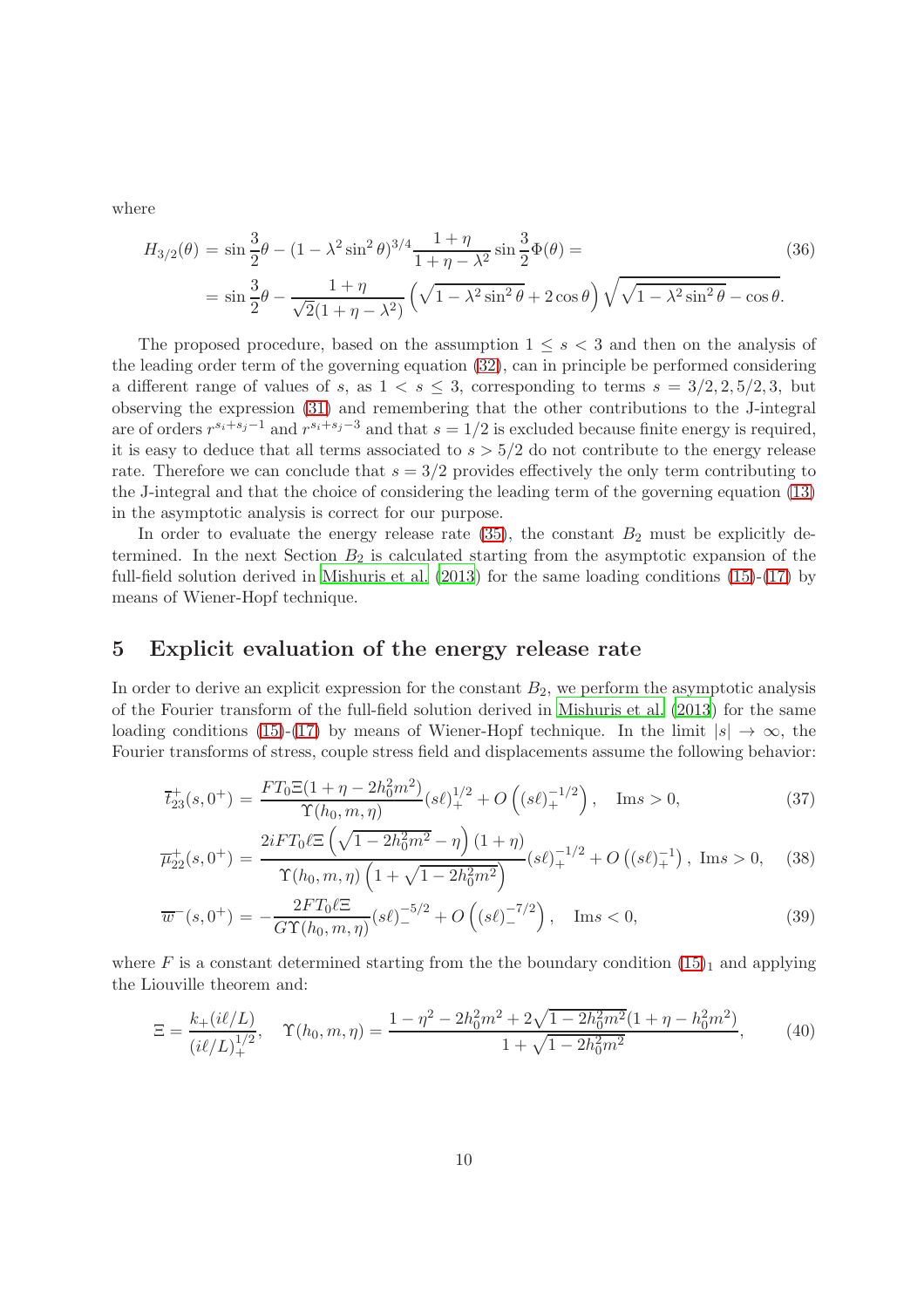where

$$
\begin{aligned}
H_{3/2}(\theta) &= \sin\frac{3}{2}\theta - (1-\lambda^2\sin^2\theta)^{3/4}\frac{1+\eta}{1+\eta-\lambda^2}\sin\frac{3}{2}\Phi(\theta) = \\
&= \sin\frac{3}{2}\theta - \frac{1+\eta}{\sqrt{2}(1+\eta-\lambda^2)}\left(\sqrt{1-\lambda^2\sin^2\theta}+2\cos\theta\right)\sqrt{\sqrt{1-\lambda^2\sin^2\theta}-\cos\theta}.
\end{aligned}
\tag{36}
$$

The proposed procedure, based on the assumption $1 \leq s < 3$ and then on the analysis of the leading order term of the governing equation (32), can in principle be performed considering a different range of values of $s$, as $1 < s \leq 3$, corresponding to terms $s = 3/2, 2, 5/2, 3$, but observing the expression (31) and remembering that the other contributions to the J-integral are of orders $r^{s_i+s_j-1}$ and $r^{s_i+s_j-3}$ and that $s = 1/2$ is excluded because finite energy is required, it is easy to deduce that all terms associated to $s > 5/2$ do not contribute to the energy release rate. Therefore we can conclude that $s = 3/2$ provides effectively the only term contributing to the J-integral and that the choice of considering the leading term of the governing equation (13) in the asymptotic analysis is correct for our purpose.

In order to evaluate the energy release rate (35), the constant $B_2$ must be explicitly determined. In the next Section $B_2$ is calculated starting from the asymptotic expansion of the full-field solution derived in Mishuris et al. (2013) for the same loading conditions (15)-(17) by means of Wiener-Hopf technique.

## 5 Explicit evaluation of the energy release rate

In order to derive an explicit expression for the constant $B_2$, we perform the asymptotic analysis of the Fourier transform of the full-field solution derived in Mishuris et al. (2013) for the same loading conditions (15)-(17) by means of Wiener-Hopf technique. In the limit $|s| \to \infty$, the Fourier transforms of stress, couple stress field and displacements assume the following behavior:

$$
\overline{t}_{23}^{+}(s,0^+) = \frac{FT_0\Xi(1+\eta-2h_0^2m^2)}{\Upsilon(h_0,m,\eta)}(s\ell)_+^{1/2} + O\left((s\ell)_+^{-1/2}\right), \quad \mathrm{Im}s > 0,
\tag{37}
$$

$$
\overline{\mu}_{22}^{+}(s,0^+) = \frac{2iFT_0\ell\Xi\left(\sqrt{1-2h_0^2m^2}-\eta\right)(1+\eta)}{\Upsilon(h_0,m,\eta)\left(1+\sqrt{1-2h_0^2m^2}\right)}(s\ell)_+^{-1/2} + O\left((s\ell)_+^{-1}\right), \ \mathrm{Im}s > 0,
\tag{38}
$$

$$
\overline{w}^{-}(s,0^+) = -\frac{2FT_0\ell\Xi}{G\Upsilon(h_0,m,\eta)}(s\ell)_-^{-5/2} + O\left((s\ell)_-^{-7/2}\right), \quad \mathrm{Im}s < 0,
\tag{39}
$$

where $F$ is a constant determined starting from the the boundary condition $(15)_1$ and applying the Liouville theorem and:

$$
\Xi = \frac{k_+(i\ell/L)}{(i\ell/L)_+^{1/2}}, \quad \Upsilon(h_0,m,\eta) = \frac{1-\eta^2-2h_0^2m^2+2\sqrt{1-2h_0^2m^2}(1+\eta-h_0^2m^2)}{1+\sqrt{1-2h_0^2m^2}},
\tag{40}
$$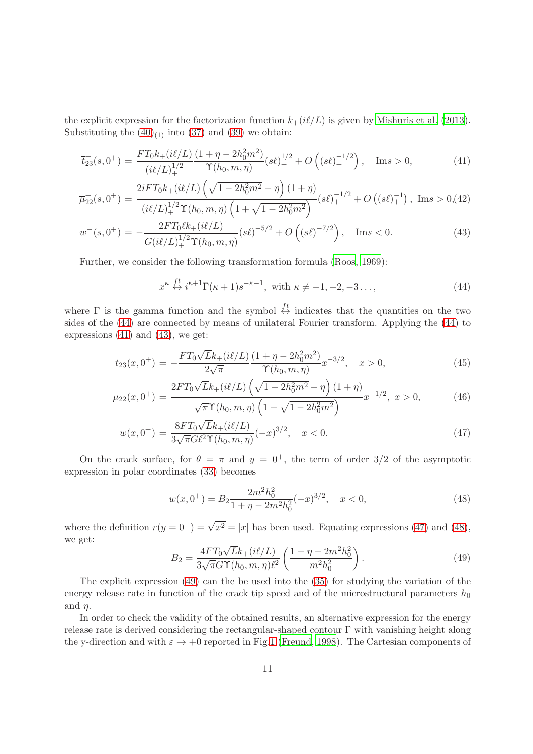the explicit expression for the factorization function $k_+(i\ell/L)$ is given by Mishuris et al. (2013). Substituting the $(40)_{(1)}$ into (37) and (39) we obtain:

$$\overline{t}_{23}^{+}(s,0^+) = \frac{FT_0 k_+(i\ell/L)}{(i\ell/L)_+^{1/2}} \frac{(1+\eta-2h_0^2m^2)}{\Upsilon(h_0,m,\eta)}(s\ell)_+^{1/2} + O\left((s\ell)_+^{-1/2}\right), \quad \mathrm{Im}s>0, \tag{41}$$

$$\overline{\mu}_{22}^{+}(s,0^+) = \frac{2iFT_0 k_+(i\ell/L)\left(\sqrt{1-2h_0^2m^2}-\eta\right)(1+\eta)}{(i\ell/L)_+^{1/2}\Upsilon(h_0,m,\eta)\left(1+\sqrt{1-2h_0^2m^2}\right)}(s\ell)_+^{-1/2} + O\left((s\ell)_+^{-1}\right), \ \mathrm{Im}s>0, \tag{42}$$

$$\overline{w}^{-}(s,0^+) = -\frac{2FT_0\ell k_+(i\ell/L)}{G(i\ell/L)_+^{1/2}\Upsilon(h_0,m,\eta)}(s\ell)_-^{-5/2} + O\left((s\ell)_-^{-7/2}\right), \quad \mathrm{Im}s<0. \tag{43}$$

Further, we consider the following transformation formula (Roos, 1969):

$$x^{\kappa} \overset{ft}{\leftrightarrow} i^{\kappa+1}\Gamma(\kappa+1)s^{-\kappa-1}, \ \text{with} \ \kappa \neq -1,-2,-3\ldots, \tag{44}$$

where $\Gamma$ is the gamma function and the symbol $\overset{ft}{\leftrightarrow}$ indicates that the quantities on the two sides of the (44) are connected by means of unilateral Fourier transform. Applying the (44) to expressions (41) and (43), we get:

$$t_{23}(x,0^+) = -\frac{FT_0\sqrt{L}k_+(i\ell/L)}{2\sqrt{\pi}}\frac{(1+\eta-2h_0^2m^2)}{\Upsilon(h_0,m,\eta)}x^{-3/2}, \quad x>0, \tag{45}$$

$$\mu_{22}(x,0^+) = \frac{2FT_0\sqrt{L}k_+(i\ell/L)\left(\sqrt{1-2h_0^2m^2}-\eta\right)(1+\eta)}{\sqrt{\pi}\Upsilon(h_0,m,\eta)\left(1+\sqrt{1-2h_0^2m^2}\right)}x^{-1/2}, \ x>0, \tag{46}$$

$$w(x,0^+) = \frac{8FT_0\sqrt{L}k_+(i\ell/L)}{3\sqrt{\pi}G\ell^2\Upsilon(h_0,m,\eta)}(-x)^{3/2}, \quad x<0. \tag{47}$$

On the crack surface, for $\theta=\pi$ and $y=0^+$, the term of order 3/2 of the asymptotic expression in polar coordinates (33) becomes

$$w(x,0^+) = B_2\frac{2m^2h_0^2}{1+\eta-2m^2h_0^2}(-x)^{3/2}, \quad x<0, \tag{48}$$

where the definition $r(y=0^+)=\sqrt{x^2}=|x|$ has been used. Equating expressions (47) and (48), we get:

$$B_2 = \frac{4FT_0\sqrt{L}k_+(i\ell/L)}{3\sqrt{\pi}G\Upsilon(h_0,m,\eta)\ell^2}\left(\frac{1+\eta-2m^2h_0^2}{m^2h_0^2}\right). \tag{49}$$

The explicit expression (49) can the be used into the (35) for studying the variation of the energy release rate in function of the crack tip speed and of the microstructural parameters $h_0$ and $\eta$.

In order to check the validity of the obtained results, an alternative expression for the energy release rate is derived considering the rectangular-shaped contour $\Gamma$ with vanishing height along the y-direction and with $\varepsilon \to +0$ reported in Fig.1 (Freund, 1998). The Cartesian components of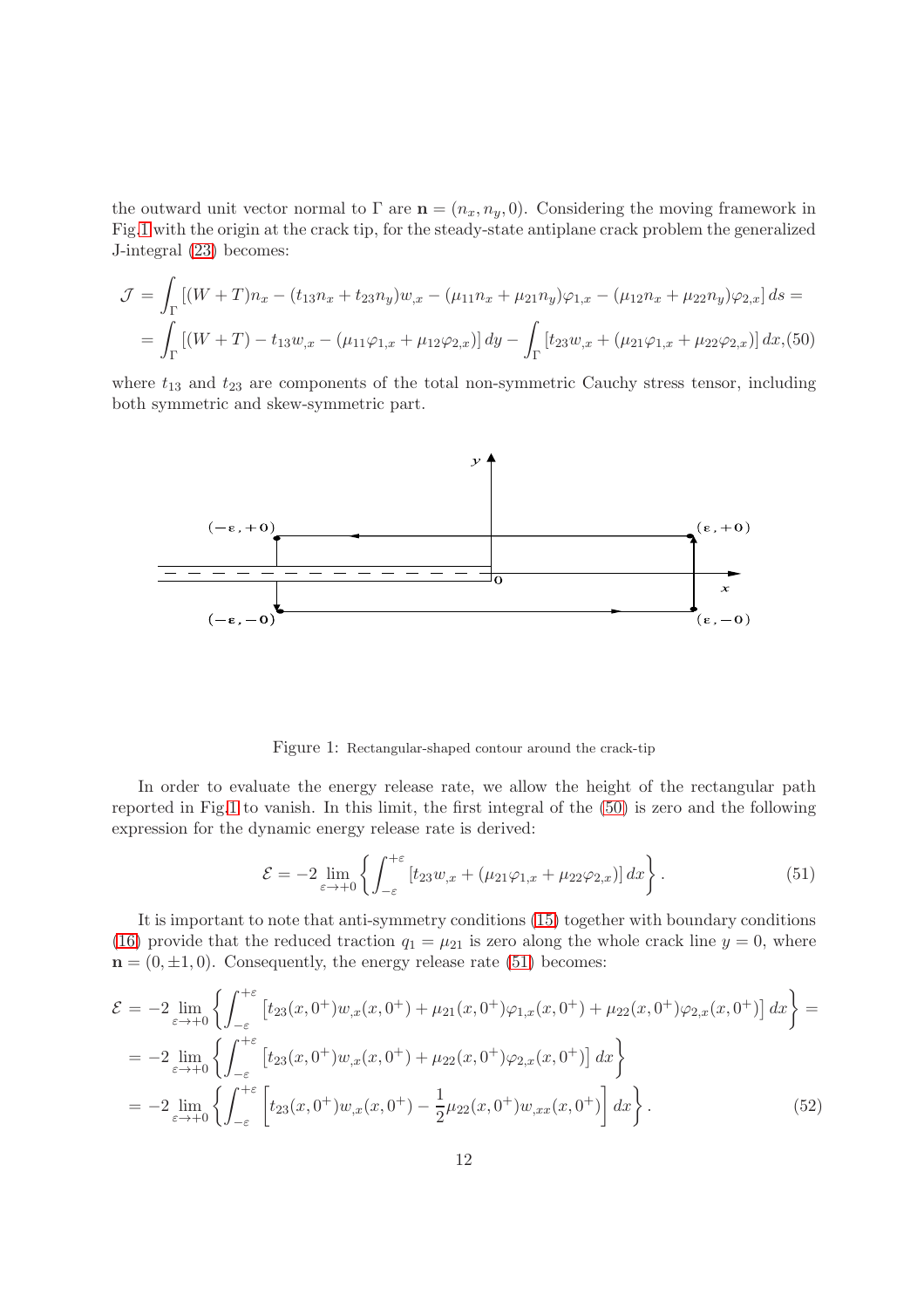the outward unit vector normal to $\Gamma$ are $\mathbf{n} = (n_x, n_y, 0)$. Considering the moving framework in Fig.1 with the origin at the crack tip, for the steady-state antiplane crack problem the generalized J-integral (23) becomes:

$$
\begin{aligned}
\mathcal{J} &= \int_\Gamma \left[ (W+T)n_x - (t_{13}n_x + t_{23}n_y)w_{,x} - (\mu_{11}n_x + \mu_{21}n_y)\varphi_{1,x} - (\mu_{12}n_x + \mu_{22}n_y)\varphi_{2,x} \right] ds = \\
&= \int_\Gamma \left[ (W+T) - t_{13}w_{,x} - (\mu_{11}\varphi_{1,x} + \mu_{12}\varphi_{2,x}) \right] dy - \int_\Gamma \left[ t_{23}w_{,x} + (\mu_{21}\varphi_{1,x} + \mu_{22}\varphi_{2,x}) \right] dx, \quad (50)
\end{aligned}
$$

where $t_{13}$ and $t_{23}$ are components of the total non-symmetric Cauchy stress tensor, including both symmetric and skew-symmetric part.

Figure 1: Rectangular-shaped contour around the crack-tip

In order to evaluate the energy release rate, we allow the height of the rectangular path reported in Fig.1 to vanish. In this limit, the first integral of the (50) is zero and the following expression for the dynamic energy release rate is derived:

$$
\mathcal{E} = -2 \lim_{\varepsilon \to +0} \left\{ \int_{-\varepsilon}^{+\varepsilon} \left[ t_{23}w_{,x} + (\mu_{21}\varphi_{1,x} + \mu_{22}\varphi_{2,x}) \right] dx \right\}. \quad (51)
$$

It is important to note that anti-symmetry conditions (15) together with boundary conditions (16) provide that the reduced traction $q_1 = \mu_{21}$ is zero along the whole crack line $y = 0$, where $\mathbf{n} = (0, \pm 1, 0)$. Consequently, the energy release rate (51) becomes:

$$
\begin{aligned}
\mathcal{E} &= -2 \lim_{\varepsilon \to +0} \left\{ \int_{-\varepsilon}^{+\varepsilon} \left[ t_{23}(x, 0^+)w_{,x}(x, 0^+) + \mu_{21}(x, 0^+)\varphi_{1,x}(x, 0^+) + \mu_{22}(x, 0^+)\varphi_{2,x}(x, 0^+) \right] dx \right\} = \\
&= -2 \lim_{\varepsilon \to +0} \left\{ \int_{-\varepsilon}^{+\varepsilon} \left[ t_{23}(x, 0^+)w_{,x}(x, 0^+) + \mu_{22}(x, 0^+)\varphi_{2,x}(x, 0^+) \right] dx \right\} \\
&= -2 \lim_{\varepsilon \to +0} \left\{ \int_{-\varepsilon}^{+\varepsilon} \left[ t_{23}(x, 0^+)w_{,x}(x, 0^+) - \frac{1}{2}\mu_{22}(x, 0^+)w_{,xx}(x, 0^+) \right] dx \right\}. \quad (52)
\end{aligned}
$$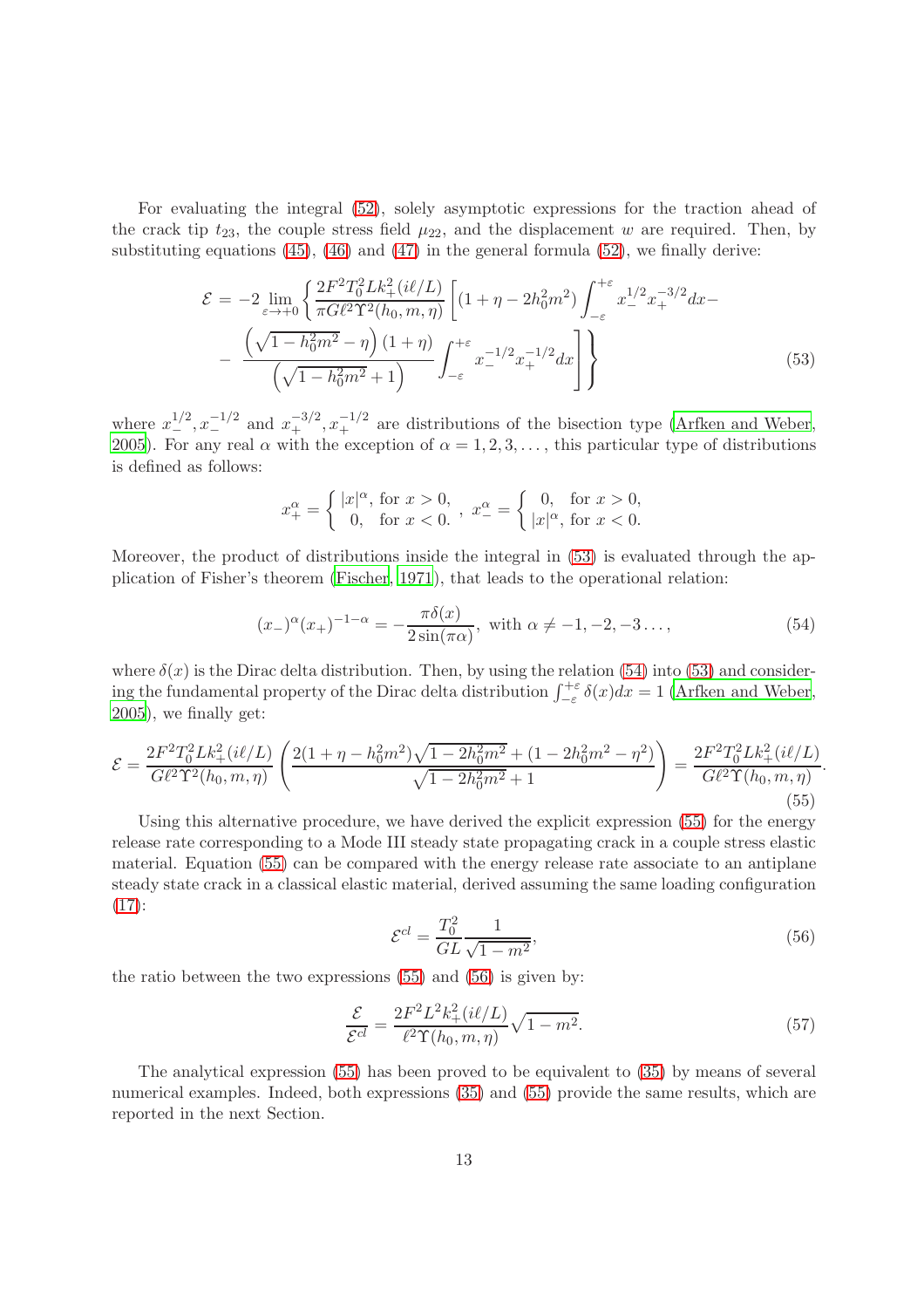For evaluating the integral (52), solely asymptotic expressions for the traction ahead of the crack tip $t_{23}$, the couple stress field $\mu_{22}$, and the displacement $w$ are required. Then, by substituting equations (45), (46) and (47) in the general formula (52), we finally derive:

$$
\mathcal{E} = -2 \lim_{\varepsilon \to +0} \left\{ \frac{2F^2 T_0^2 L k_+^2(i\ell/L)}{\pi G \ell^2 \Upsilon^2(h_0, m, \eta)} \left[ \left(1 + \eta - 2h_0^2 m^2\right) \int_{-\varepsilon}^{+\varepsilon} x_-^{1/2} x_+^{-3/2} dx - \right. \right.
$$
$$
\left. \left. - \frac{\left(\sqrt{1 - h_0^2 m^2} - \eta\right)(1 + \eta)}{\left(\sqrt{1 - h_0^2 m^2} + 1\right)} \int_{-\varepsilon}^{+\varepsilon} x_-^{-1/2} x_+^{-1/2} dx \right] \right\} \tag{53}
$$

where $x_-^{1/2}, x_-^{-1/2}$ and $x_+^{-3/2}, x_+^{-1/2}$ are distributions of the bisection type (Arfken and Weber, 2005). For any real $\alpha$ with the exception of $\alpha = 1, 2, 3, \ldots$, this particular type of distributions is defined as follows:

$$
x_+^\alpha = \begin{cases} |x|^\alpha, & \text{for } x > 0, \\ 0, & \text{for } x < 0. \end{cases}, \quad x_-^\alpha = \begin{cases} 0, & \text{for } x > 0, \\ |x|^\alpha, & \text{for } x < 0. \end{cases}
$$

Moreover, the product of distributions inside the integral in (53) is evaluated through the application of Fisher's theorem (Fischer, 1971), that leads to the operational relation:

$$
(x_-)^\alpha (x_+)^{-1-\alpha} = -\frac{\pi \delta(x)}{2 \sin(\pi \alpha)}, \text{ with } \alpha \neq -1, -2, -3 \ldots, \tag{54}
$$

where $\delta(x)$ is the Dirac delta distribution. Then, by using the relation (54) into (53) and considering the fundamental property of the Dirac delta distribution $\int_{-\varepsilon}^{+\varepsilon} \delta(x) dx = 1$ (Arfken and Weber, 2005), we finally get:

$$
\mathcal{E} = \frac{2F^2 T_0^2 L k_+^2(i\ell/L)}{G \ell^2 \Upsilon^2(h_0, m, \eta)} \left( \frac{2(1 + \eta - h_0^2 m^2)\sqrt{1 - 2h_0^2 m^2} + (1 - 2h_0^2 m^2 - \eta^2)}{\sqrt{1 - 2h_0^2 m^2} + 1} \right) = \frac{2F^2 T_0^2 L k_+^2(i\ell/L)}{G \ell^2 \Upsilon(h_0, m, \eta)}. \tag{55}
$$

Using this alternative procedure, we have derived the explicit expression (55) for the energy release rate corresponding to a Mode III steady state propagating crack in a couple stress elastic material. Equation (55) can be compared with the energy release rate associate to an antiplane steady state crack in a classical elastic material, derived assuming the same loading configuration (17):

$$
\mathcal{E}^{cl} = \frac{T_0^2}{GL} \frac{1}{\sqrt{1 - m^2}}, \tag{56}
$$

the ratio between the two expressions (55) and (56) is given by:

$$
\frac{\mathcal{E}}{\mathcal{E}^{cl}} = \frac{2F^2 L^2 k_+^2(i\ell/L)}{\ell^2 \Upsilon(h_0, m, \eta)} \sqrt{1 - m^2}. \tag{57}
$$

The analytical expression (55) has been proved to be equivalent to (35) by means of several numerical examples. Indeed, both expressions (35) and (55) provide the same results, which are reported in the next Section.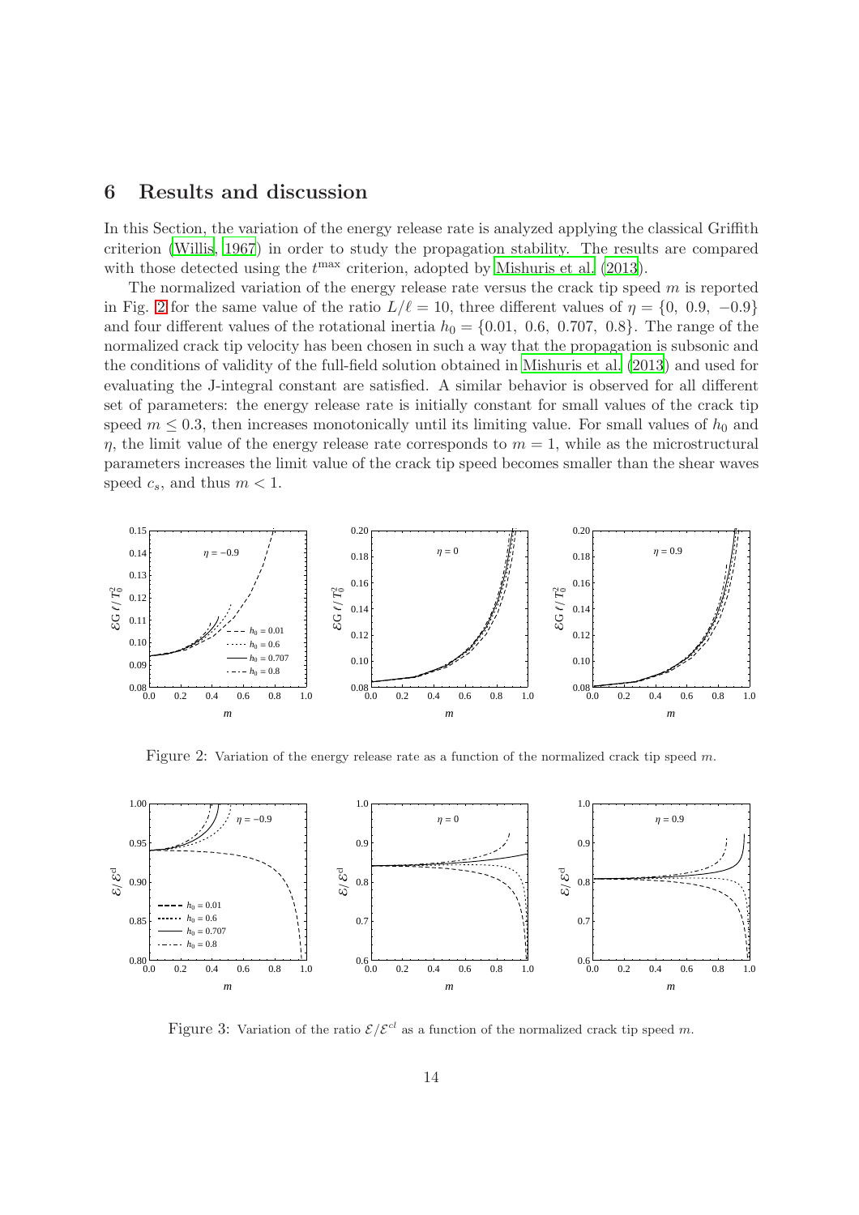## 6 Results and discussion

In this Section, the variation of the energy release rate is analyzed applying the classical Griffith criterion (Willis, 1967) in order to study the propagation stability. The results are compared with those detected using the $t^{\max}$ criterion, adopted by Mishuris et al. (2013).

The normalized variation of the energy release rate versus the crack tip speed $m$ is reported in Fig. 2 for the same value of the ratio $L/\ell = 10$, three different values of $\eta = \{0,\ 0.9,\ -0.9\}$ and four different values of the rotational inertia $h_0 = \{0.01,\ 0.6,\ 0.707,\ 0.8\}$. The range of the normalized crack tip velocity has been chosen in such a way that the propagation is subsonic and the conditions of validity of the full-field solution obtained in Mishuris et al. (2013) and used for evaluating the J-integral constant are satisfied. A similar behavior is observed for all different set of parameters: the energy release rate is initially constant for small values of the crack tip speed $m \leq 0.3$, then increases monotonically until its limiting value. For small values of $h_0$ and $\eta$, the limit value of the energy release rate corresponds to $m = 1$, while as the microstructural parameters increases the limit value of the crack tip speed becomes smaller than the shear waves speed $c_s$, and thus $m < 1$.

Figure 2: Variation of the energy release rate as a function of the normalized crack tip speed $m$.

Figure 3: Variation of the ratio $\mathcal{E}/\mathcal{E}^{cl}$ as a function of the normalized crack tip speed $m$.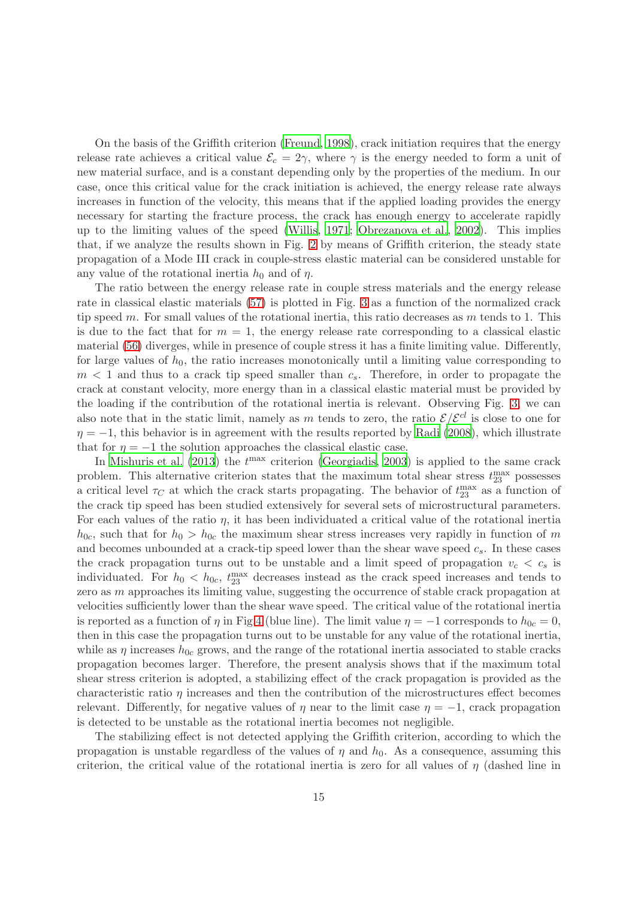On the basis of the Griffith criterion (Freund, 1998), crack initiation requires that the energy release rate achieves a critical value $\mathcal{E}_c = 2\gamma$, where $\gamma$ is the energy needed to form a unit of new material surface, and is a constant depending only by the properties of the medium. In our case, once this critical value for the crack initiation is achieved, the energy release rate always increases in function of the velocity, this means that if the applied loading provides the energy necessary for starting the fracture process, the crack has enough energy to accelerate rapidly up to the limiting values of the speed (Willis, 1971; Obrezanova et al., 2002). This implies that, if we analyze the results shown in Fig. 2 by means of Griffith criterion, the steady state propagation of a Mode III crack in couple-stress elastic material can be considered unstable for any value of the rotational inertia $h_0$ and of $\eta$.

The ratio between the energy release rate in couple stress materials and the energy release rate in classical elastic materials (57) is plotted in Fig. 3 as a function of the normalized crack tip speed $m$. For small values of the rotational inertia, this ratio decreases as $m$ tends to 1. This is due to the fact that for $m = 1$, the energy release rate corresponding to a classical elastic material (56) diverges, while in presence of couple stress it has a finite limiting value. Differently, for large values of $h_0$, the ratio increases monotonically until a limiting value corresponding to $m < 1$ and thus to a crack tip speed smaller than $c_s$. Therefore, in order to propagate the crack at constant velocity, more energy than in a classical elastic material must be provided by the loading if the contribution of the rotational inertia is relevant. Observing Fig. 3, we can also note that in the static limit, namely as $m$ tends to zero, the ratio $\mathcal{E}/\mathcal{E}^{cl}$ is close to one for $\eta = -1$, this behavior is in agreement with the results reported by Radi (2008), which illustrate that for $\eta = -1$ the solution approaches the classical elastic case.

In Mishuris et al. (2013) the $t^{\max}$ criterion (Georgiadis, 2003) is applied to the same crack problem. This alternative criterion states that the maximum total shear stress $t_{23}^{\max}$ possesses a critical level $\tau_C$ at which the crack starts propagating. The behavior of $t_{23}^{\max}$ as a function of the crack tip speed has been studied extensively for several sets of microstructural parameters. For each values of the ratio $\eta$, it has been individuated a critical value of the rotational inertia $h_{0c}$, such that for $h_0 > h_{0c}$ the maximum shear stress increases very rapidly in function of $m$ and becomes unbounded at a crack-tip speed lower than the shear wave speed $c_s$. In these cases the crack propagation turns out to be unstable and a limit speed of propagation $v_c < c_s$ is individuated. For $h_0 < h_{0c}$, $t_{23}^{\max}$ decreases instead as the crack speed increases and tends to zero as $m$ approaches its limiting value, suggesting the occurrence of stable crack propagation at velocities sufficiently lower than the shear wave speed. The critical value of the rotational inertia is reported as a function of $\eta$ in Fig 4 (blue line). The limit value $\eta = -1$ corresponds to $h_{0c} = 0$, then in this case the propagation turns out to be unstable for any value of the rotational inertia, while as $\eta$ increases $h_{0c}$ grows, and the range of the rotational inertia associated to stable cracks propagation becomes larger. Therefore, the present analysis shows that if the maximum total shear stress criterion is adopted, a stabilizing effect of the crack propagation is provided as the characteristic ratio $\eta$ increases and then the contribution of the microstructures effect becomes relevant. Differently, for negative values of $\eta$ near to the limit case $\eta = -1$, crack propagation is detected to be unstable as the rotational inertia becomes not negligible.

The stabilizing effect is not detected applying the Griffith criterion, according to which the propagation is unstable regardless of the values of $\eta$ and $h_0$. As a consequence, assuming this criterion, the critical value of the rotational inertia is zero for all values of $\eta$ (dashed line in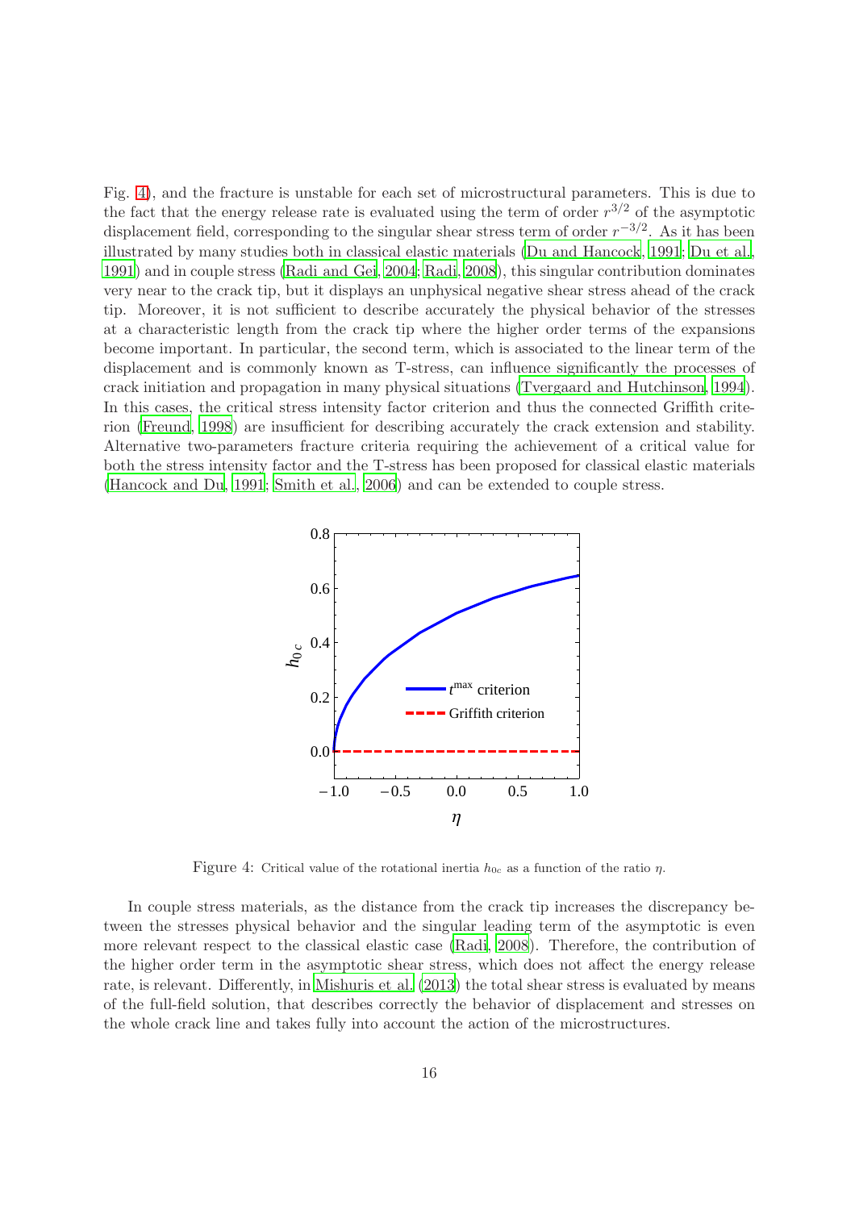Fig. 4), and the fracture is unstable for each set of microstructural parameters. This is due to the fact that the energy release rate is evaluated using the term of order $r^{3/2}$ of the asymptotic displacement field, corresponding to the singular shear stress term of order $r^{-3/2}$. As it has been illustrated by many studies both in classical elastic materials (Du and Hancock, 1991; Du et al., 1991) and in couple stress (Radi and Gei, 2004; Radi, 2008), this singular contribution dominates very near to the crack tip, but it displays an unphysical negative shear stress ahead of the crack tip. Moreover, it is not sufficient to describe accurately the physical behavior of the stresses at a characteristic length from the crack tip where the higher order terms of the expansions become important. In particular, the second term, which is associated to the linear term of the displacement and is commonly known as T-stress, can influence significantly the processes of crack initiation and propagation in many physical situations (Tvergaard and Hutchinson, 1994). In this cases, the critical stress intensity factor criterion and thus the connected Griffith criterion (Freund, 1998) are insufficient for describing accurately the crack extension and stability. Alternative two-parameters fracture criteria requiring the achievement of a critical value for both the stress intensity factor and the T-stress has been proposed for classical elastic materials (Hancock and Du, 1991; Smith et al., 2006) and can be extended to couple stress.

Figure 4: Critical value of the rotational inertia $h_{0c}$ as a function of the ratio $\eta$.

In couple stress materials, as the distance from the crack tip increases the discrepancy between the stresses physical behavior and the singular leading term of the asymptotic is even more relevant respect to the classical elastic case (Radi, 2008). Therefore, the contribution of the higher order term in the asymptotic shear stress, which does not affect the energy release rate, is relevant. Differently, in Mishuris et al. (2013) the total shear stress is evaluated by means of the full-field solution, that describes correctly the behavior of displacement and stresses on the whole crack line and takes fully into account the action of the microstructures.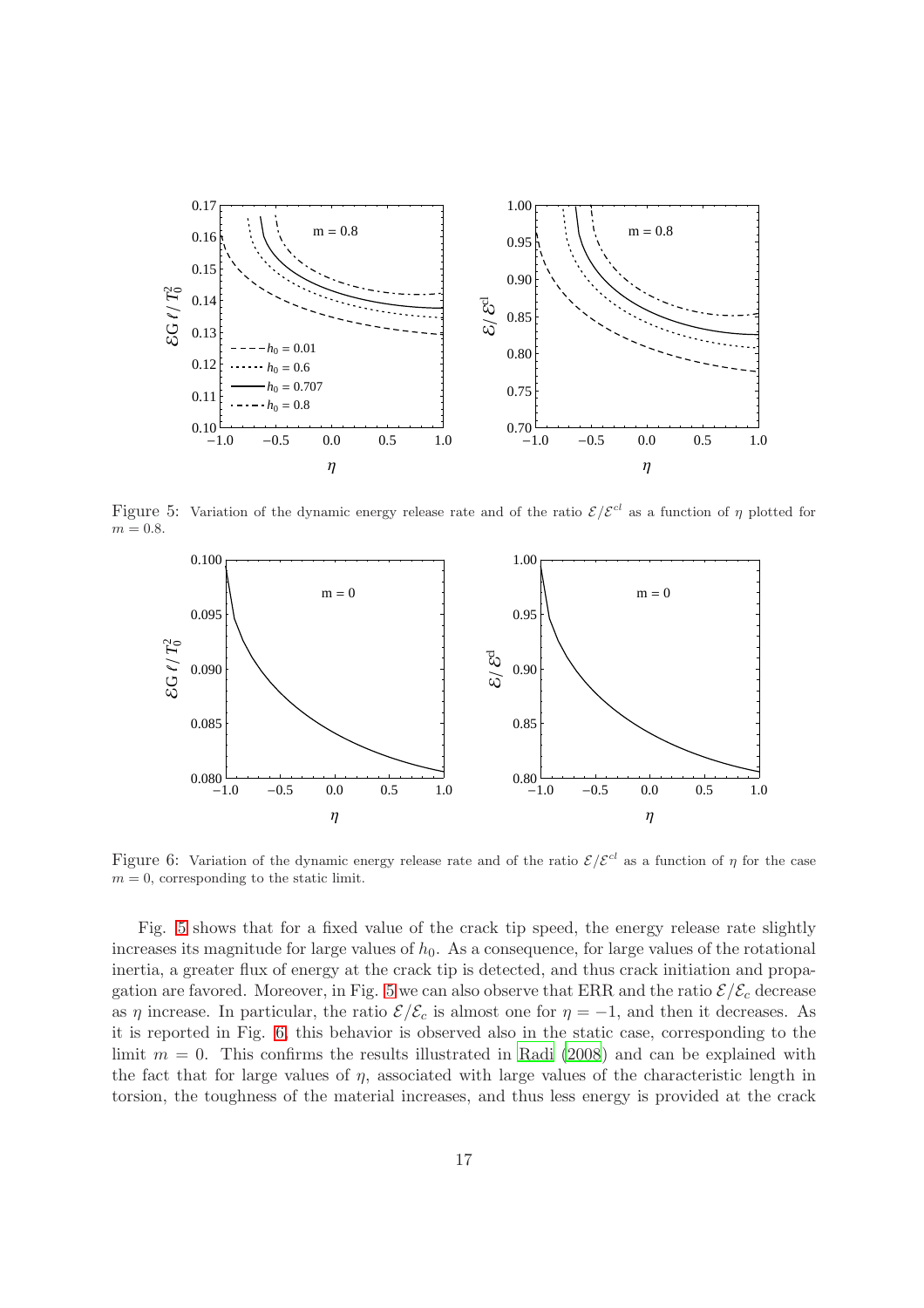Figure 5: Variation of the dynamic energy release rate and of the ratio $\mathcal{E}/\mathcal{E}^{cl}$ as a function of $\eta$ plotted for $m = 0.8$.

Figure 6: Variation of the dynamic energy release rate and of the ratio $\mathcal{E}/\mathcal{E}^{cl}$ as a function of $\eta$ for the case $m = 0$, corresponding to the static limit.

Fig. 5 shows that for a fixed value of the crack tip speed, the energy release rate slightly increases its magnitude for large values of $h_0$. As a consequence, for large values of the rotational inertia, a greater flux of energy at the crack tip is detected, and thus crack initiation and propagation are favored. Moreover, in Fig. 5 we can also observe that ERR and the ratio $\mathcal{E}/\mathcal{E}_c$ decrease as $\eta$ increase. In particular, the ratio $\mathcal{E}/\mathcal{E}_c$ is almost one for $\eta = -1$, and then it decreases. As it is reported in Fig. 6, this behavior is observed also in the static case, corresponding to the limit $m = 0$. This confirms the results illustrated in Radi (2008) and can be explained with the fact that for large values of $\eta$, associated with large values of the characteristic length in torsion, the toughness of the material increases, and thus less energy is provided at the crack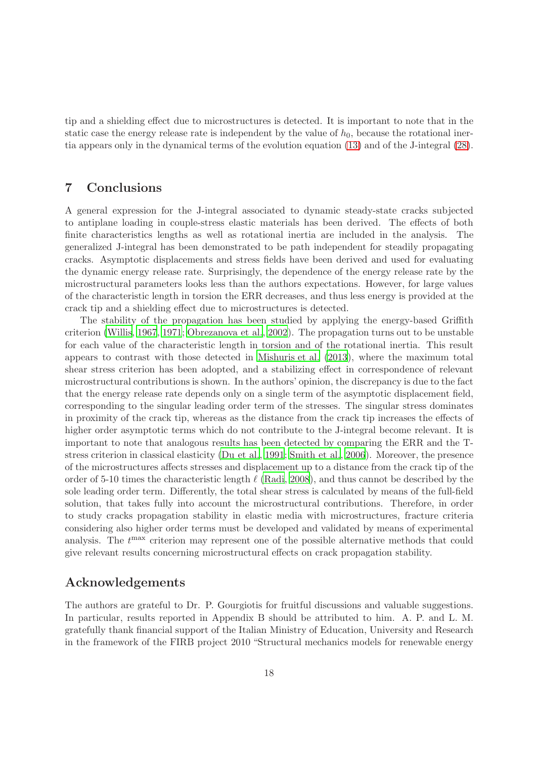tip and a shielding effect due to microstructures is detected. It is important to note that in the static case the energy release rate is independent by the value of $h_0$, because the rotational inertia appears only in the dynamical terms of the evolution equation (13) and of the J-integral (28).

## 7 Conclusions

A general expression for the J-integral associated to dynamic steady-state cracks subjected to antiplane loading in couple-stress elastic materials has been derived. The effects of both finite characteristics lengths as well as rotational inertia are included in the analysis. The generalized J-integral has been demonstrated to be path independent for steadily propagating cracks. Asymptotic displacements and stress fields have been derived and used for evaluating the dynamic energy release rate. Surprisingly, the dependence of the energy release rate by the microstructural parameters looks less than the authors expectations. However, for large values of the characteristic length in torsion the ERR decreases, and thus less energy is provided at the crack tip and a shielding effect due to microstructures is detected.

The stability of the propagation has been studied by applying the energy-based Griffith criterion (Willis, 1967, 1971; Obrezanova et al., 2002). The propagation turns out to be unstable for each value of the characteristic length in torsion and of the rotational inertia. This result appears to contrast with those detected in Mishuris et al. (2013), where the maximum total shear stress criterion has been adopted, and a stabilizing effect in correspondence of relevant microstructural contributions is shown. In the authors' opinion, the discrepancy is due to the fact that the energy release rate depends only on a single term of the asymptotic displacement field, corresponding to the singular leading order term of the stresses. The singular stress dominates in proximity of the crack tip, whereas as the distance from the crack tip increases the effects of higher order asymptotic terms which do not contribute to the J-integral become relevant. It is important to note that analogous results has been detected by comparing the ERR and the T-stress criterion in classical elasticity (Du et al., 1991; Smith et al., 2006). Moreover, the presence of the microstructures affects stresses and displacement up to a distance from the crack tip of the order of 5-10 times the characteristic length $\ell$ (Radi, 2008), and thus cannot be described by the sole leading order term. Differently, the total shear stress is calculated by means of the full-field solution, that takes fully into account the microstructural contributions. Therefore, in order to study cracks propagation stability in elastic media with microstructures, fracture criteria considering also higher order terms must be developed and validated by means of experimental analysis. The $t^{\max}$ criterion may represent one of the possible alternative methods that could give relevant results concerning microstructural effects on crack propagation stability.

## Acknowledgements

The authors are grateful to Dr. P. Gourgiotis for fruitful discussions and valuable suggestions. In particular, results reported in Appendix B should be attributed to him. A. P. and L. M. gratefully thank financial support of the Italian Ministry of Education, University and Research in the framework of the FIRB project 2010 "Structural mechanics models for renewable energy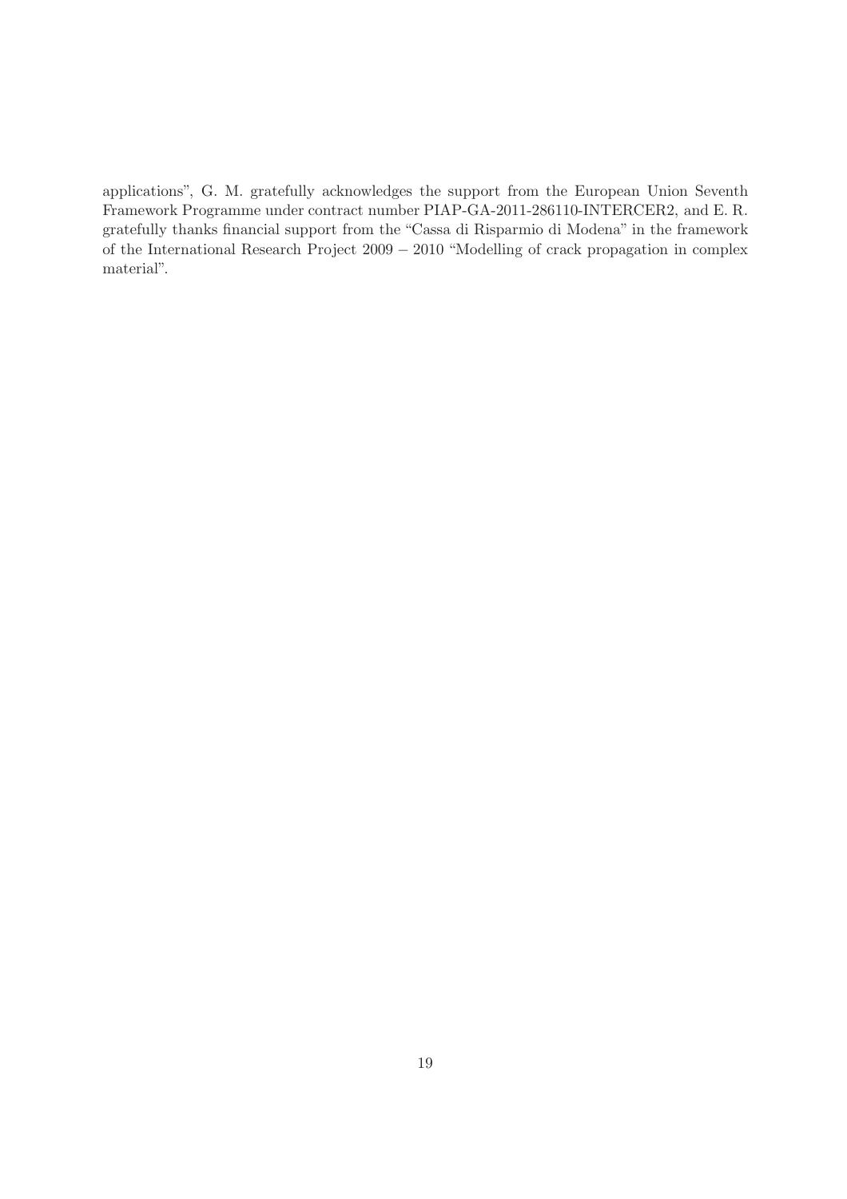applications", G. M. gratefully acknowledges the support from the European Union Seventh Framework Programme under contract number PIAP-GA-2011-286110-INTERCER2, and E. R. gratefully thanks financial support from the "Cassa di Risparmio di Modena" in the framework of the International Research Project 2009 − 2010 "Modelling of crack propagation in complex material".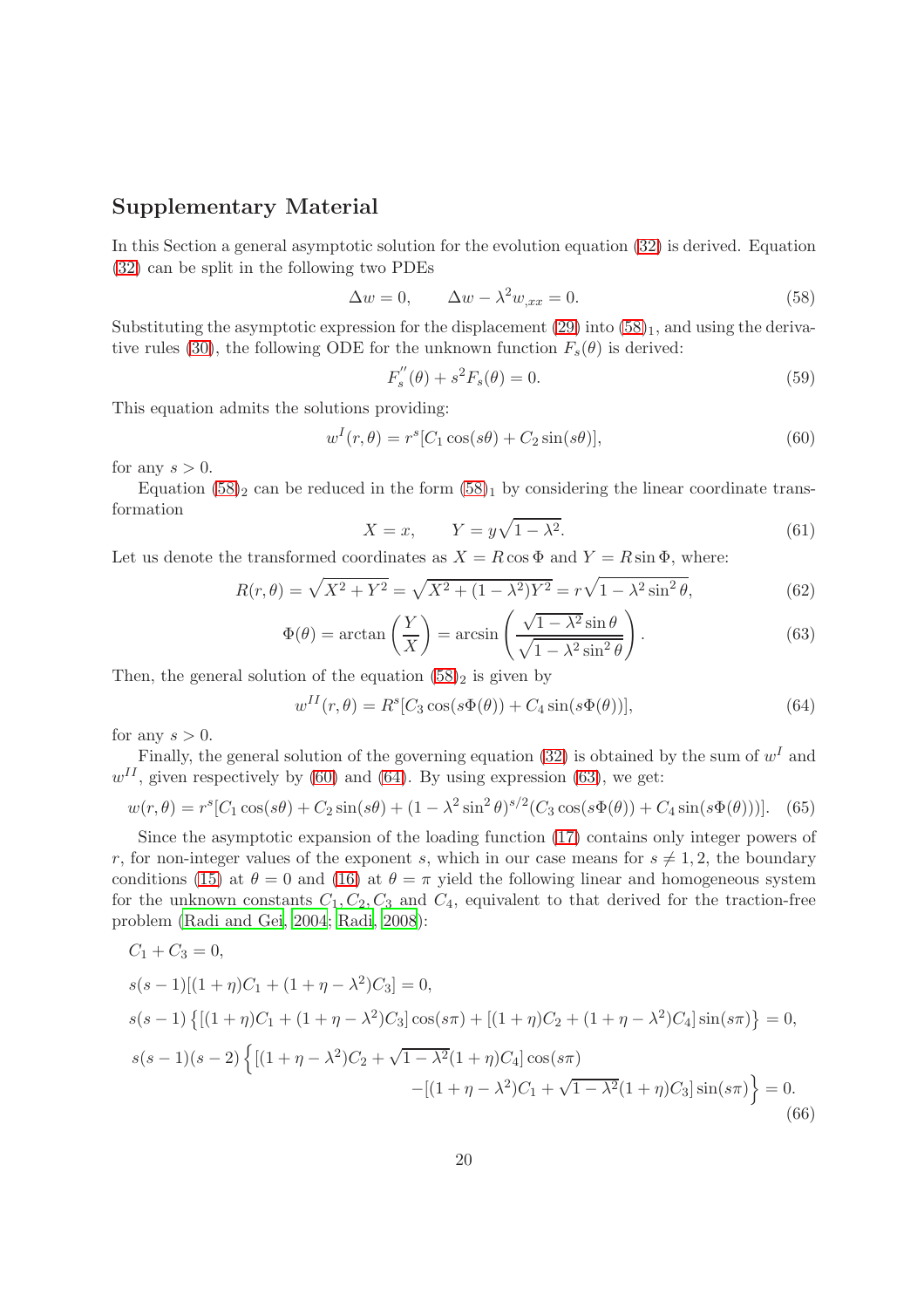## Supplementary Material

In this Section a general asymptotic solution for the evolution equation (32) is derived. Equation (32) can be split in the following two PDEs

$$\Delta w = 0, \qquad \Delta w - \lambda^2 w_{,xx} = 0. \tag{58}$$

Substituting the asymptotic expression for the displacement (29) into $(58)_1$, and using the derivative rules (30), the following ODE for the unknown function $F_s(\theta)$ is derived:

$$F_s^{''}(\theta) + s^2 F_s(\theta) = 0. \tag{59}$$

This equation admits the solutions providing:

$$w^I(r,\theta) = r^s[C_1 \cos(s\theta) + C_2 \sin(s\theta)], \tag{60}$$

for any $s > 0$.

Equation $(58)_2$ can be reduced in the form $(58)_1$ by considering the linear coordinate transformation

$$X = x, \qquad Y = y\sqrt{1-\lambda^2}. \tag{61}$$

Let us denote the transformed coordinates as $X = R\cos\Phi$ and $Y = R\sin\Phi$, where:

$$R(r,\theta) = \sqrt{X^2 + Y^2} = \sqrt{X^2 + (1-\lambda^2)Y^2} = r\sqrt{1-\lambda^2\sin^2\theta}, \tag{62}$$

$$\Phi(\theta) = \arctan\left(\frac{Y}{X}\right) = \arcsin\left(\frac{\sqrt{1-\lambda^2}\sin\theta}{\sqrt{1-\lambda^2\sin^2\theta}}\right). \tag{63}$$

Then, the general solution of the equation $(58)_2$ is given by

$$w^{II}(r,\theta) = R^s[C_3\cos(s\Phi(\theta)) + C_4\sin(s\Phi(\theta))], \tag{64}$$

for any $s > 0$.

Finally, the general solution of the governing equation (32) is obtained by the sum of $w^I$ and $w^{II}$, given respectively by (60) and (64). By using expression (63), we get:

$$w(r,\theta) = r^s[C_1\cos(s\theta) + C_2\sin(s\theta) + (1-\lambda^2\sin^2\theta)^{s/2}(C_3\cos(s\Phi(\theta)) + C_4\sin(s\Phi(\theta)))]. \tag{65}$$

Since the asymptotic expansion of the loading function (17) contains only integer powers of $r$, for non-integer values of the exponent $s$, which in our case means for $s \neq 1, 2$, the boundary conditions (15) at $\theta = 0$ and (16) at $\theta = \pi$ yield the following linear and homogeneous system for the unknown constants $C_1, C_2, C_3$ and $C_4$, equivalent to that derived for the traction-free problem (Radi and Gei, 2004; Radi, 2008):

$$
\begin{aligned}
& C_1 + C_3 = 0, \\
& s(s-1)[(1+\eta)C_1 + (1+\eta-\lambda^2)C_3] = 0, \\
& s(s-1)\left\{[(1+\eta)C_1 + (1+\eta-\lambda^2)C_3]\cos(s\pi) + [(1+\eta)C_2 + (1+\eta-\lambda^2)C_4]\sin(s\pi)\right\} = 0, \\
& s(s-1)(s-2)\Big\{[(1+\eta-\lambda^2)C_2 + \sqrt{1-\lambda^2}(1+\eta)C_4]\cos(s\pi) \\
& \qquad\qquad - [(1+\eta-\lambda^2)C_1 + \sqrt{1-\lambda^2}(1+\eta)C_3]\sin(s\pi)\Big\} = 0.
\end{aligned}
\tag{66}
$$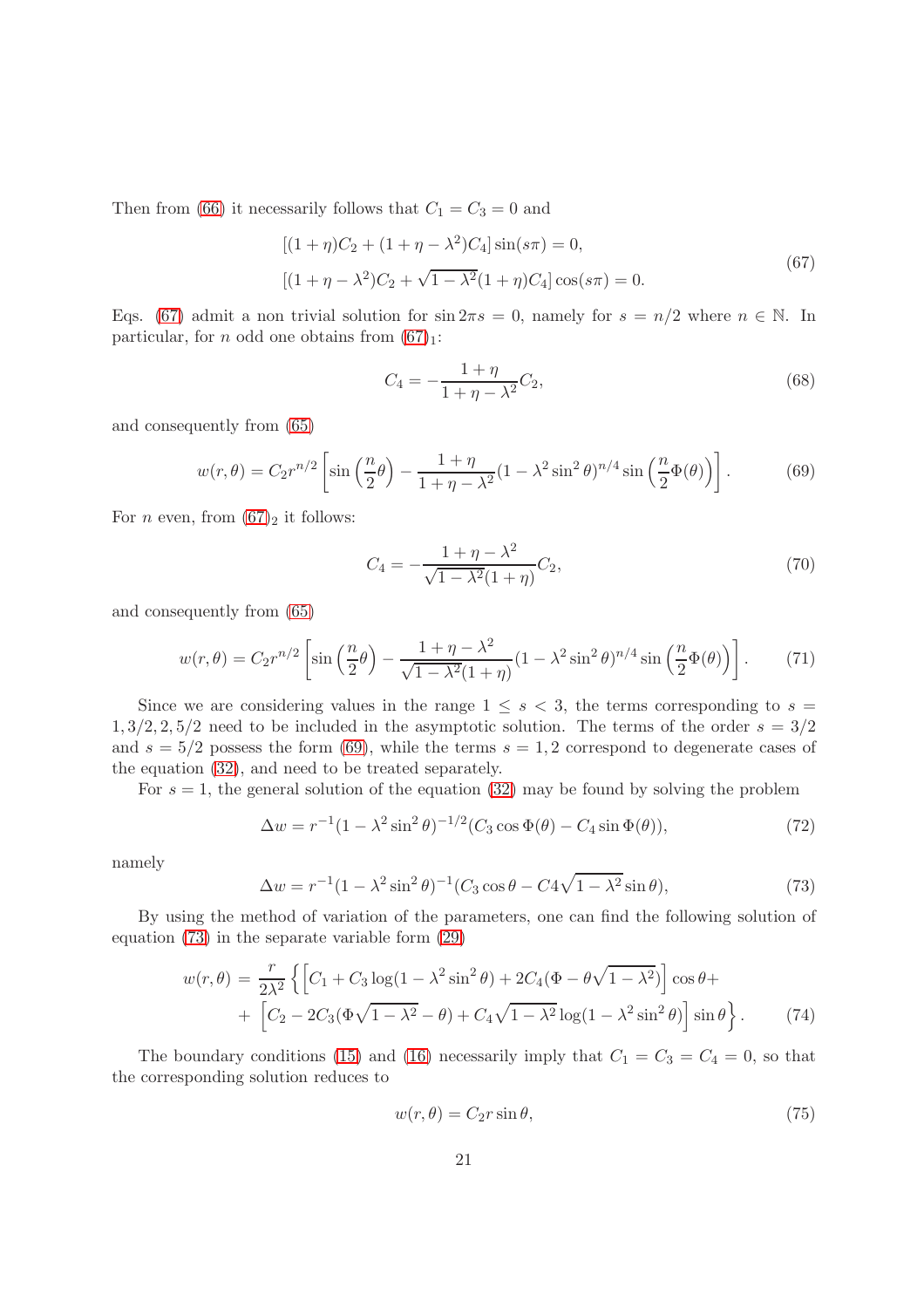Then from (66) it necessarily follows that $C_1 = C_3 = 0$ and

$$
\begin{aligned}
&[(1+\eta)C_2 + (1+\eta-\lambda^2)C_4]\sin(s\pi) = 0, \\
&[(1+\eta-\lambda^2)C_2 + \sqrt{1-\lambda^2}(1+\eta)C_4]\cos(s\pi) = 0.
\end{aligned}
\tag{67}
$$

Eqs. (67) admit a non trivial solution for $\sin 2\pi s = 0$, namely for $s = n/2$ where $n \in \mathbb{N}$. In particular, for $n$ odd one obtains from $(67)_1$:

$$
C_4 = -\frac{1+\eta}{1+\eta-\lambda^2}C_2, \tag{68}
$$

and consequently from (65)

$$
w(r,\theta) = C_2 r^{n/2}\left[\sin\left(\frac{n}{2}\theta\right) - \frac{1+\eta}{1+\eta-\lambda^2}(1-\lambda^2\sin^2\theta)^{n/4}\sin\left(\frac{n}{2}\Phi(\theta)\right)\right]. \tag{69}
$$

For $n$ even, from $(67)_2$ it follows:

$$
C_4 = -\frac{1+\eta-\lambda^2}{\sqrt{1-\lambda^2}(1+\eta)}C_2, \tag{70}
$$

and consequently from (65)

$$
w(r,\theta) = C_2 r^{n/2}\left[\sin\left(\frac{n}{2}\theta\right) - \frac{1+\eta-\lambda^2}{\sqrt{1-\lambda^2}(1+\eta)}(1-\lambda^2\sin^2\theta)^{n/4}\sin\left(\frac{n}{2}\Phi(\theta)\right)\right]. \tag{71}
$$

Since we are considering values in the range $1 \le s < 3$, the terms corresponding to $s = 1, 3/2, 2, 5/2$ need to be included in the asymptotic solution. The terms of the order $s = 3/2$ and $s = 5/2$ possess the form (69), while the terms $s = 1, 2$ correspond to degenerate cases of the equation (32), and need to be treated separately.

For $s = 1$, the general solution of the equation (32) may be found by solving the problem

$$
\Delta w = r^{-1}(1-\lambda^2\sin^2\theta)^{-1/2}(C_3\cos\Phi(\theta) - C_4\sin\Phi(\theta)), \tag{72}
$$

namely

$$
\Delta w = r^{-1}(1-\lambda^2\sin^2\theta)^{-1}(C_3\cos\theta - C4\sqrt{1-\lambda^2}\sin\theta), \tag{73}
$$

By using the method of variation of the parameters, one can find the following solution of equation (73) in the separate variable form (29)

$$
\begin{aligned}
w(r,\theta) = \frac{r}{2\lambda^2}\Big\{&\Big[C_1 + C_3\log(1-\lambda^2\sin^2\theta) + 2C_4(\Phi - \theta\sqrt{1-\lambda^2})\Big]\cos\theta + \\
+ &\Big[C_2 - 2C_3(\Phi\sqrt{1-\lambda^2} - \theta) + C_4\sqrt{1-\lambda^2}\log(1-\lambda^2\sin^2\theta)\Big]\sin\theta\Big\}.
\end{aligned}
\tag{74}
$$

The boundary conditions (15) and (16) necessarily imply that $C_1 = C_3 = C_4 = 0$, so that the corresponding solution reduces to

$$
w(r,\theta) = C_2 r\sin\theta, \tag{75}
$$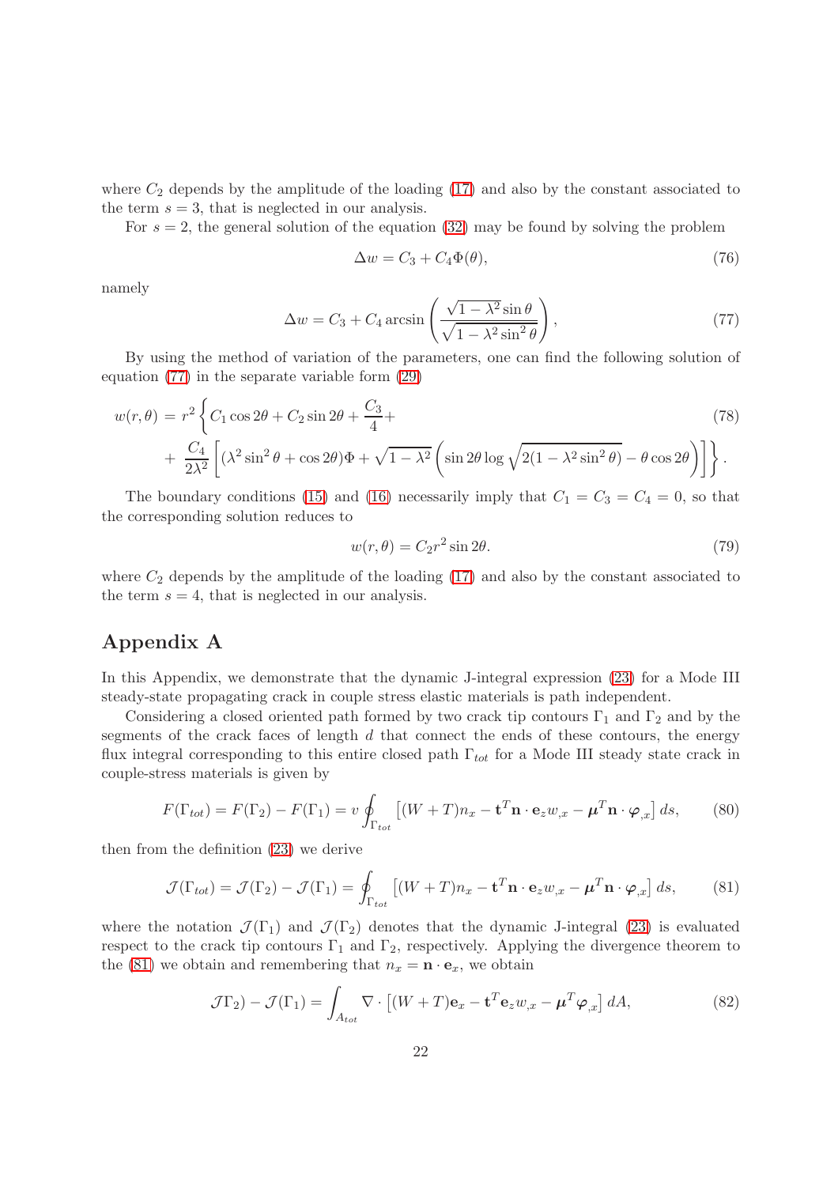where $C_2$ depends by the amplitude of the loading (17) and also by the constant associated to the term $s = 3$, that is neglected in our analysis.

For $s = 2$, the general solution of the equation (32) may be found by solving the problem

$$\Delta w = C_3 + C_4 \Phi(\theta), \tag{76}$$

namely

$$\Delta w = C_3 + C_4 \arcsin\left(\frac{\sqrt{1-\lambda^2}\sin\theta}{\sqrt{1-\lambda^2\sin^2\theta}}\right), \tag{77}$$

By using the method of variation of the parameters, one can find the following solution of equation (77) in the separate variable form (29)

$$\begin{aligned} w(r,\theta) = \; & r^2 \left\{ C_1 \cos 2\theta + C_2 \sin 2\theta + \frac{C_3}{4} + \right. \\ & + \left. \frac{C_4}{2\lambda^2}\left[ (\lambda^2 \sin^2\theta + \cos 2\theta)\Phi + \sqrt{1-\lambda^2}\left( \sin 2\theta \log\sqrt{2(1-\lambda^2\sin^2\theta)} - \theta\cos 2\theta \right)\right]\right\}. \end{aligned} \tag{78}$$

The boundary conditions (15) and (16) necessarily imply that $C_1 = C_3 = C_4 = 0$, so that the corresponding solution reduces to

$$w(r,\theta) = C_2 r^2 \sin 2\theta. \tag{79}$$

where $C_2$ depends by the amplitude of the loading (17) and also by the constant associated to the term $s = 4$, that is neglected in our analysis.

## Appendix A

In this Appendix, we demonstrate that the dynamic J-integral expression (23) for a Mode III steady-state propagating crack in couple stress elastic materials is path independent.

Considering a closed oriented path formed by two crack tip contours $\Gamma_1$ and $\Gamma_2$ and by the segments of the crack faces of length $d$ that connect the ends of these contours, the energy flux integral corresponding to this entire closed path $\Gamma_{tot}$ for a Mode III steady state crack in couple-stress materials is given by

$$F(\Gamma_{tot}) = F(\Gamma_2) - F(\Gamma_1) = v \oint_{\Gamma_{tot}} \left[ (W+T)n_x - \mathbf{t}^T\mathbf{n}\cdot\mathbf{e}_z w_{,x} - \boldsymbol{\mu}^T\mathbf{n}\cdot\boldsymbol{\varphi}_{,x} \right] ds, \tag{80}$$

then from the definition (23) we derive

$$\mathcal{J}(\Gamma_{tot}) = \mathcal{J}(\Gamma_2) - \mathcal{J}(\Gamma_1) = \oint_{\Gamma_{tot}} \left[ (W+T)n_x - \mathbf{t}^T\mathbf{n}\cdot\mathbf{e}_z w_{,x} - \boldsymbol{\mu}^T\mathbf{n}\cdot\boldsymbol{\varphi}_{,x} \right] ds, \tag{81}$$

where the notation $\mathcal{J}(\Gamma_1)$ and $\mathcal{J}(\Gamma_2)$ denotes that the dynamic J-integral (23) is evaluated respect to the crack tip contours $\Gamma_1$ and $\Gamma_2$, respectively. Applying the divergence theorem to the (81) we obtain and remembering that $n_x = \mathbf{n}\cdot\mathbf{e}_x$, we obtain

$$\mathcal{J}\Gamma_2) - \mathcal{J}(\Gamma_1) = \int_{A_{tot}} \nabla\cdot\left[ (W+T)\mathbf{e}_x - \mathbf{t}^T\mathbf{e}_z w_{,x} - \boldsymbol{\mu}^T\boldsymbol{\varphi}_{,x} \right] dA, \tag{82}$$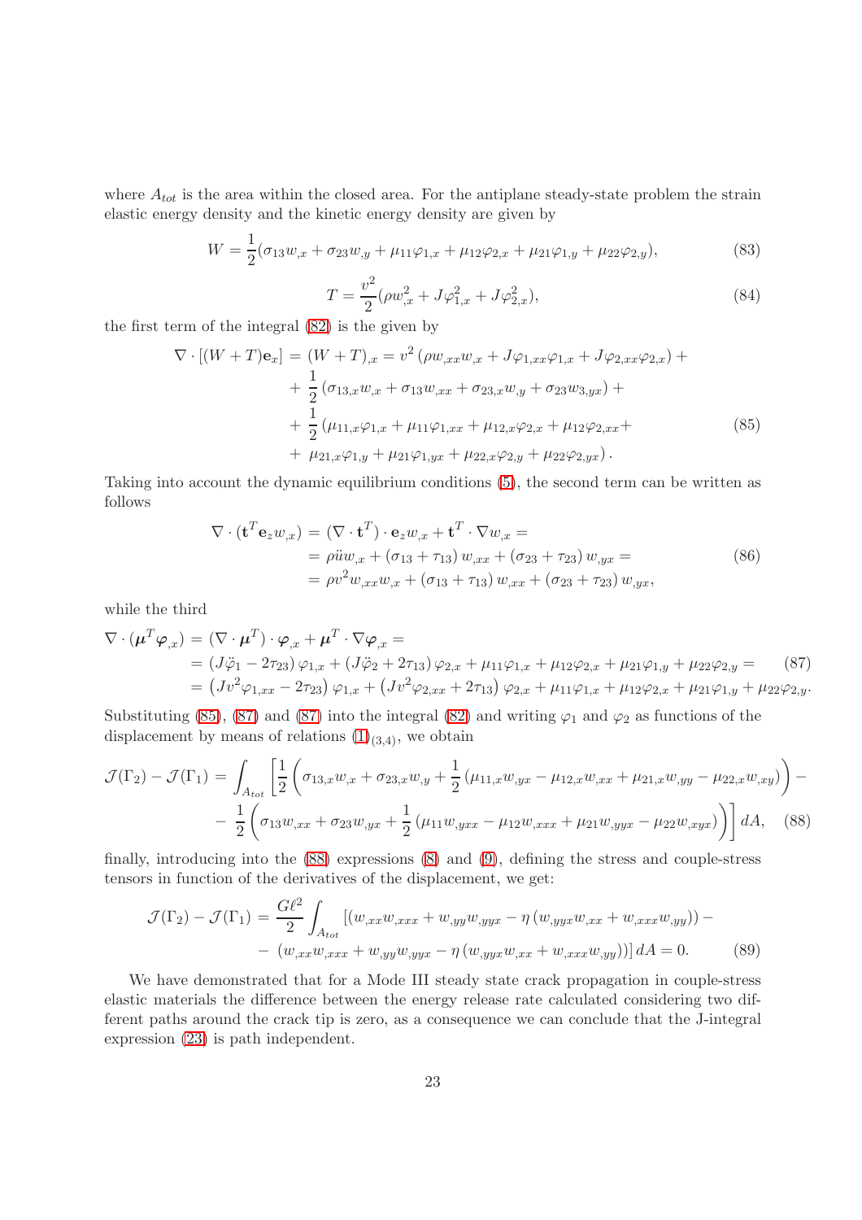where $A_{tot}$ is the area within the closed area. For the antiplane steady-state problem the strain elastic energy density and the kinetic energy density are given by

$$W = \frac{1}{2}(\sigma_{13} w_{,x} + \sigma_{23} w_{,y} + \mu_{11}\varphi_{1,x} + \mu_{12}\varphi_{2,x} + \mu_{21}\varphi_{1,y} + \mu_{22}\varphi_{2,y}), \tag{83}$$

$$T = \frac{v^2}{2}(\rho w_{,x}^2 + J\varphi_{1,x}^2 + J\varphi_{2,x}^2), \tag{84}$$

the first term of the integral (82) is the given by

$$\begin{aligned}
\nabla \cdot [(W+T)\mathbf{e}_x] = (W+T)_{,x} &= v^2 \left(\rho w_{,xx} w_{,x} + J\varphi_{1,xx}\varphi_{1,x} + J\varphi_{2,xx}\varphi_{2,x}\right) + \\
&+ \frac{1}{2}\left(\sigma_{13,x} w_{,x} + \sigma_{13} w_{,xx} + \sigma_{23,x} w_{,y} + \sigma_{23} w_{3,yx}\right) + \\
&+ \frac{1}{2}\left(\mu_{11,x}\varphi_{1,x} + \mu_{11}\varphi_{1,xx} + \mu_{12,x}\varphi_{2,x} + \mu_{12}\varphi_{2,xx} + \right. \\
&+ \left. \mu_{21,x}\varphi_{1,y} + \mu_{21}\varphi_{1,yx} + \mu_{22,x}\varphi_{2,y} + \mu_{22}\varphi_{2,yx}\right).
\end{aligned} \tag{85}$$

Taking into account the dynamic equilibrium conditions (5), the second term can be written as follows

$$\begin{aligned}
\nabla \cdot (\mathbf{t}^T \mathbf{e}_z w_{,x}) &= (\nabla \cdot \mathbf{t}^T) \cdot \mathbf{e}_z w_{,x} + \mathbf{t}^T \cdot \nabla w_{,x} = \\
&= \rho \ddot{u} w_{,x} + (\sigma_{13} + \tau_{13}) w_{,xx} + (\sigma_{23} + \tau_{23}) w_{,yx} = \\
&= \rho v^2 w_{,xx} w_{,x} + (\sigma_{13} + \tau_{13}) w_{,xx} + (\sigma_{23} + \tau_{23}) w_{,yx},
\end{aligned} \tag{86}$$

while the third

$$\begin{aligned}
\nabla \cdot (\boldsymbol{\mu}^T \boldsymbol{\varphi}_{,x}) &= (\nabla \cdot \boldsymbol{\mu}^T) \cdot \boldsymbol{\varphi}_{,x} + \boldsymbol{\mu}^T \cdot \nabla \boldsymbol{\varphi}_{,x} = \\
&= (J\ddot{\varphi}_1 - 2\tau_{23})\varphi_{1,x} + (J\ddot{\varphi}_2 + 2\tau_{13})\varphi_{2,x} + \mu_{11}\varphi_{1,x} + \mu_{12}\varphi_{2,x} + \mu_{21}\varphi_{1,y} + \mu_{22}\varphi_{2,y} = \\
&= \left(Jv^2\varphi_{1,xx} - 2\tau_{23}\right)\varphi_{1,x} + \left(Jv^2\varphi_{2,xx} + 2\tau_{13}\right)\varphi_{2,x} + \mu_{11}\varphi_{1,x} + \mu_{12}\varphi_{2,x} + \mu_{21}\varphi_{1,y} + \mu_{22}\varphi_{2,y}.
\end{aligned} \tag{87}$$

Substituting (85), (87) and (87) into the integral (82) and writing $\varphi_1$ and $\varphi_2$ as functions of the displacement by means of relations $(1)_{(3,4)}$, we obtain

$$\begin{aligned}
\mathcal{J}(\Gamma_2) - \mathcal{J}(\Gamma_1) = \int_{A_{tot}} \Bigg[ &\frac{1}{2}\left(\sigma_{13,x} w_{,x} + \sigma_{23,x} w_{,y} + \frac{1}{2}\left(\mu_{11,x} w_{,yx} - \mu_{12,x} w_{,xx} + \mu_{21,x} w_{,yy} - \mu_{22,x} w_{,xy}\right)\right) - \\
- &\frac{1}{2}\left(\sigma_{13} w_{,xx} + \sigma_{23} w_{,yx} + \frac{1}{2}\left(\mu_{11} w_{,yxx} - \mu_{12} w_{,xxx} + \mu_{21} w_{,yyx} - \mu_{22} w_{,xyx}\right)\right)\Bigg] dA,
\end{aligned} \tag{88}$$

finally, introducing into the (88) expressions (8) and (9), defining the stress and couple-stress tensors in function of the derivatives of the displacement, we get:

$$\begin{aligned}
\mathcal{J}(\Gamma_2) - \mathcal{J}(\Gamma_1) = \frac{G\ell^2}{2}\int_{A_{tot}} &\left[(w_{,xx} w_{,xxx} + w_{,yy} w_{,yyx} - \eta\left(w_{,yyx} w_{,xx} + w_{,xxx} w_{,yy}\right)) - \right. \\
- &\left. (w_{,xx} w_{,xxx} + w_{,yy} w_{,yyx} - \eta\left(w_{,yyx} w_{,xx} + w_{,xxx} w_{,yy}\right))\right] dA = 0.
\end{aligned} \tag{89}$$

We have demonstrated that for a Mode III steady state crack propagation in couple-stress elastic materials the difference between the energy release rate calculated considering two different paths around the crack tip is zero, as a consequence we can conclude that the J-integral expression (23) is path independent.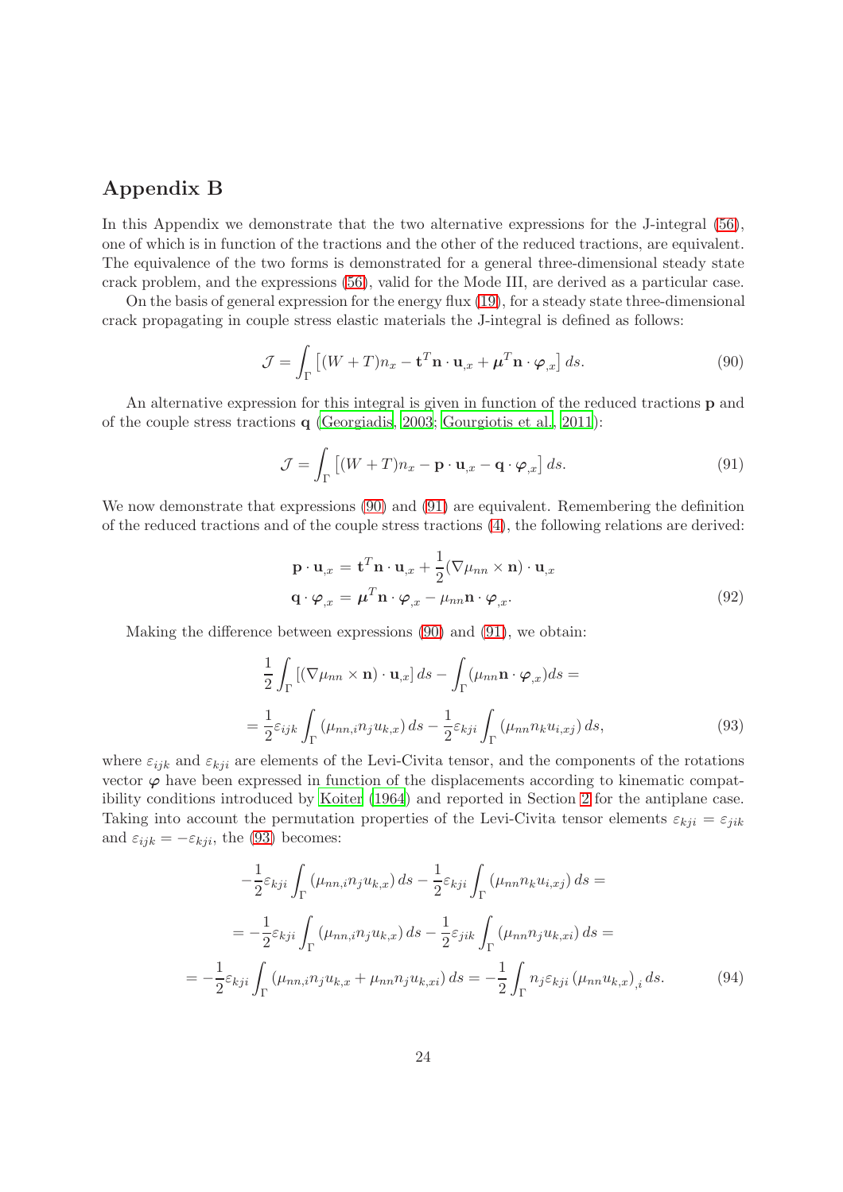## Appendix B

In this Appendix we demonstrate that the two alternative expressions for the J-integral (56), one of which is in function of the tractions and the other of the reduced tractions, are equivalent. The equivalence of the two forms is demonstrated for a general three-dimensional steady state crack problem, and the expressions (56), valid for the Mode III, are derived as a particular case.

On the basis of general expression for the energy flux (19), for a steady state three-dimensional crack propagating in couple stress elastic materials the J-integral is defined as follows:

$$\mathcal{J} = \int_\Gamma \left[ (W+T)n_x - \mathbf{t}^T\mathbf{n}\cdot\mathbf{u}_{,x} + \boldsymbol{\mu}^T\mathbf{n}\cdot\boldsymbol{\varphi}_{,x} \right] ds. \tag{90}$$

An alternative expression for this integral is given in function of the reduced tractions $\mathbf{p}$ and of the couple stress tractions $\mathbf{q}$ (Georgiadis, 2003; Gourgiotis et al., 2011):

$$\mathcal{J} = \int_\Gamma \left[ (W+T)n_x - \mathbf{p}\cdot\mathbf{u}_{,x} - \mathbf{q}\cdot\boldsymbol{\varphi}_{,x} \right] ds. \tag{91}$$

We now demonstrate that expressions (90) and (91) are equivalent. Remembering the definition of the reduced tractions and of the couple stress tractions (4), the following relations are derived:

$$\begin{aligned} \mathbf{p}\cdot\mathbf{u}_{,x} &= \mathbf{t}^T\mathbf{n}\cdot\mathbf{u}_{,x} + \frac{1}{2}(\nabla\mu_{nn}\times\mathbf{n})\cdot\mathbf{u}_{,x} \\ \mathbf{q}\cdot\boldsymbol{\varphi}_{,x} &= \boldsymbol{\mu}^T\mathbf{n}\cdot\boldsymbol{\varphi}_{,x} - \mu_{nn}\mathbf{n}\cdot\boldsymbol{\varphi}_{,x}. \end{aligned} \tag{92}$$

Making the difference between expressions (90) and (91), we obtain:

$$\begin{aligned} &\frac{1}{2}\int_\Gamma \left[ (\nabla\mu_{nn}\times\mathbf{n})\cdot\mathbf{u}_{,x} \right] ds - \int_\Gamma (\mu_{nn}\mathbf{n}\cdot\boldsymbol{\varphi}_{,x}) ds = \\ &= \frac{1}{2}\varepsilon_{ijk}\int_\Gamma (\mu_{nn,i}n_j u_{k,x})\, ds - \frac{1}{2}\varepsilon_{kji}\int_\Gamma (\mu_{nn}n_k u_{i,xj})\, ds, \end{aligned} \tag{93}$$

where $\varepsilon_{ijk}$ and $\varepsilon_{kji}$ are elements of the Levi-Civita tensor, and the components of the rotations vector $\boldsymbol{\varphi}$ have been expressed in function of the displacements according to kinematic compatibility conditions introduced by Koiter (1964) and reported in Section 2 for the antiplane case. Taking into account the permutation properties of the Levi-Civita tensor elements $\varepsilon_{kji} = \varepsilon_{jik}$ and $\varepsilon_{ijk} = -\varepsilon_{kji}$, the (93) becomes:

$$\begin{aligned} &-\frac{1}{2}\varepsilon_{kji}\int_\Gamma (\mu_{nn,i}n_j u_{k,x})\, ds - \frac{1}{2}\varepsilon_{kji}\int_\Gamma (\mu_{nn}n_k u_{i,xj})\, ds = \\ &= -\frac{1}{2}\varepsilon_{kji}\int_\Gamma (\mu_{nn,i}n_j u_{k,x})\, ds - \frac{1}{2}\varepsilon_{jik}\int_\Gamma (\mu_{nn}n_j u_{k,xi})\, ds = \\ &= -\frac{1}{2}\varepsilon_{kji}\int_\Gamma (\mu_{nn,i}n_j u_{k,x} + \mu_{nn}n_j u_{k,xi})\, ds = -\frac{1}{2}\int_\Gamma n_j\varepsilon_{kji}\left(\mu_{nn}u_{k,x}\right)_{,i} ds. \end{aligned} \tag{94}$$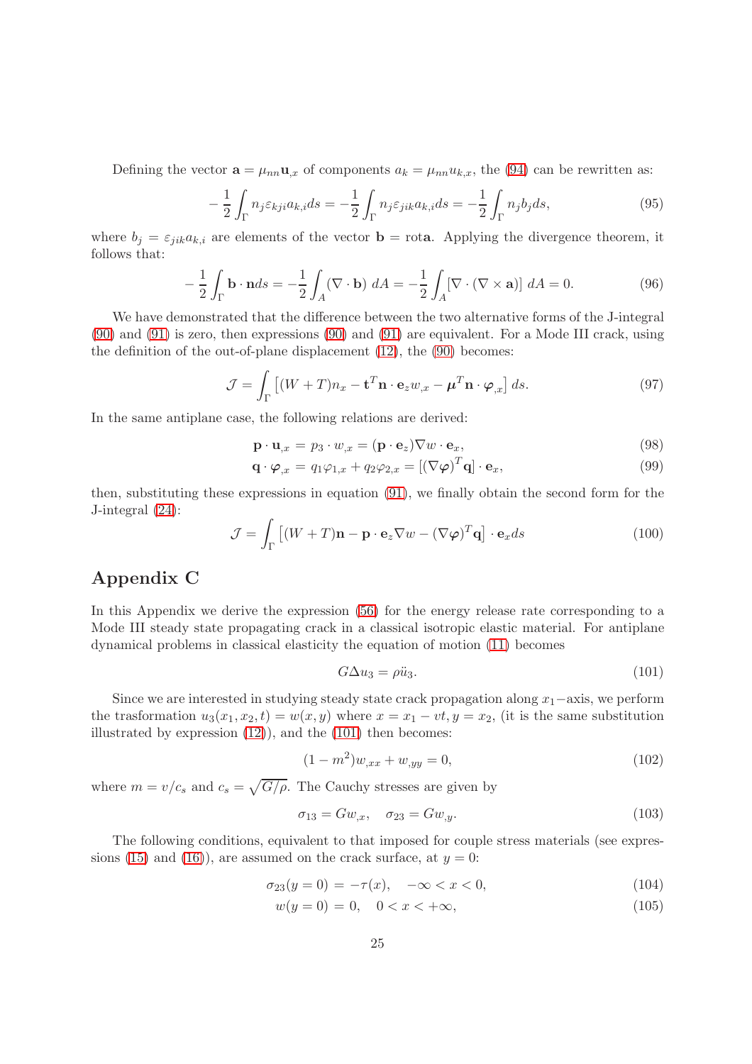Defining the vector $\mathbf{a} = \mu_{nn}\mathbf{u}_{,x}$ of components $a_k = \mu_{nn}u_{k,x}$, the (94) can be rewritten as:

$$-\frac{1}{2}\int_{\Gamma} n_j \varepsilon_{kji} a_{k,i} ds = -\frac{1}{2}\int_{\Gamma} n_j \varepsilon_{jik} a_{k,i} ds = -\frac{1}{2}\int_{\Gamma} n_j b_j ds, \tag{95}$$

where $b_j = \varepsilon_{jik}a_{k,i}$ are elements of the vector $\mathbf{b} = \text{rot}\mathbf{a}$. Applying the divergence theorem, it follows that:

$$-\frac{1}{2}\int_{\Gamma} \mathbf{b}\cdot\mathbf{n} ds = -\frac{1}{2}\int_{A} (\nabla\cdot\mathbf{b})\; dA = -\frac{1}{2}\int_{A} [\nabla\cdot(\nabla\times\mathbf{a})]\; dA = 0. \tag{96}$$

We have demonstrated that the difference between the two alternative forms of the J-integral (90) and (91) is zero, then expressions (90) and (91) are equivalent. For a Mode III crack, using the definition of the out-of-plane displacement (12), the (90) becomes:

$$\mathcal{J} = \int_{\Gamma} \left[(W+T)n_x - \mathbf{t}^T\mathbf{n}\cdot\mathbf{e}_z w_{,x} - \boldsymbol{\mu}^T\mathbf{n}\cdot\boldsymbol{\varphi}_{,x}\right] ds. \tag{97}$$

In the same antiplane case, the following relations are derived:

$$\mathbf{p}\cdot\mathbf{u}_{,x} = p_3\cdot w_{,x} = (\mathbf{p}\cdot\mathbf{e}_z)\nabla w\cdot\mathbf{e}_x, \tag{98}$$

$$\mathbf{q}\cdot\boldsymbol{\varphi}_{,x} = q_1\varphi_{1,x} + q_2\varphi_{2,x} = [(\nabla\boldsymbol{\varphi})^T\mathbf{q}]\cdot\mathbf{e}_x, \tag{99}$$

then, substituting these expressions in equation (91), we finally obtain the second form for the J-integral (24):

$$\mathcal{J} = \int_{\Gamma} \left[(W+T)\mathbf{n} - \mathbf{p}\cdot\mathbf{e}_z\nabla w - (\nabla\boldsymbol{\varphi})^T\mathbf{q}\right]\cdot\mathbf{e}_x ds \tag{100}$$

## Appendix C

In this Appendix we derive the expression (56) for the energy release rate corresponding to a Mode III steady state propagating crack in a classical isotropic elastic material. For antiplane dynamical problems in classical elasticity the equation of motion (11) becomes

$$G\Delta u_3 = \rho\ddot{u}_3. \tag{101}$$

Since we are interested in studying steady state crack propagation along $x_1-$axis, we perform the trasformation $u_3(x_1, x_2, t) = w(x, y)$ where $x = x_1 - vt, y = x_2$, (it is the same substitution illustrated by expression (12)), and the (101) then becomes:

$$(1-m^2)w_{,xx} + w_{,yy} = 0, \tag{102}$$

where $m = v/c_s$ and $c_s = \sqrt{G/\rho}$. The Cauchy stresses are given by

$$\sigma_{13} = Gw_{,x}, \quad \sigma_{23} = Gw_{,y}. \tag{103}$$

The following conditions, equivalent to that imposed for couple stress materials (see expressions (15) and (16)), are assumed on the crack surface, at $y = 0$:

$$\sigma_{23}(y=0) = -\tau(x), \quad -\infty < x < 0, \tag{104}$$

$$w(y=0) = 0, \quad 0 < x < +\infty, \tag{105}$$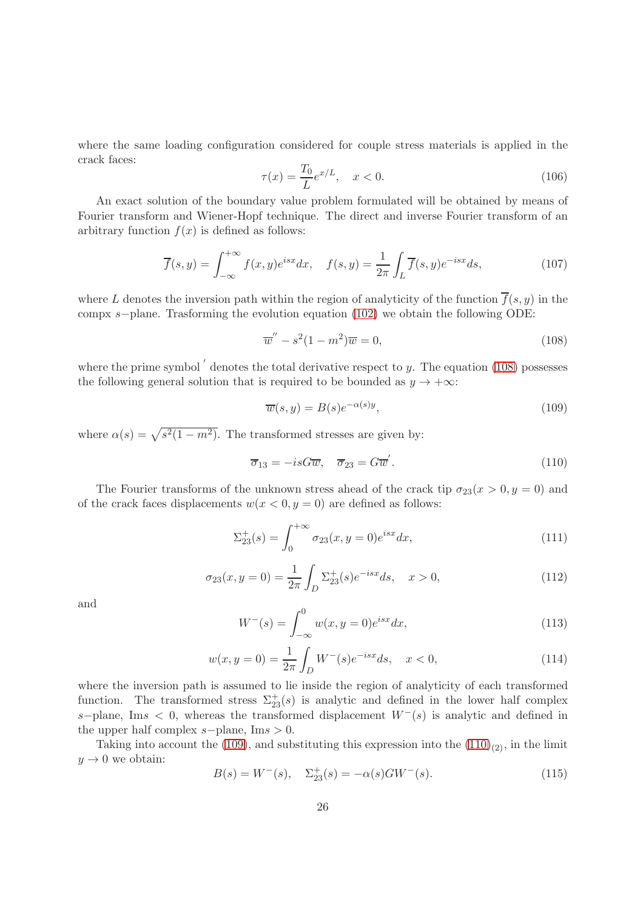where the same loading configuration considered for couple stress materials is applied in the crack faces:

$$\tau(x) = \frac{T_0}{L} e^{x/L}, \quad x < 0. \tag{106}$$

An exact solution of the boundary value problem formulated will be obtained by means of Fourier transform and Wiener-Hopf technique. The direct and inverse Fourier transform of an arbitrary function $f(x)$ is defined as follows:

$$\overline{f}(s, y) = \int_{-\infty}^{+\infty} f(x, y) e^{isx} dx, \quad f(s, y) = \frac{1}{2\pi} \int_L \overline{f}(s, y) e^{-isx} ds, \tag{107}$$

where $L$ denotes the inversion path within the region of analyticity of the function $\overline{f}(s, y)$ in the compx $s-$plane. Trasforming the evolution equation (102) we obtain the following ODE:

$$\overline{w}'' - s^2(1 - m^2)\overline{w} = 0, \tag{108}$$

where the prime symbol $'$ denotes the total derivative respect to $y$. The equation (108) possesses the following general solution that is required to be bounded as $y \to +\infty$:

$$\overline{w}(s, y) = B(s) e^{-\alpha(s) y}, \tag{109}$$

where $\alpha(s) = \sqrt{s^2(1 - m^2)}$. The transformed stresses are given by:

$$\overline{\sigma}_{13} = -isG\overline{w}, \quad \overline{\sigma}_{23} = G\overline{w}'. \tag{110}$$

The Fourier transforms of the unknown stress ahead of the crack tip $\sigma_{23}(x > 0, y = 0)$ and of the crack faces displacements $w(x < 0, y = 0)$ are defined as follows:

$$\Sigma_{23}^{+}(s) = \int_{0}^{+\infty} \sigma_{23}(x, y = 0) e^{isx} dx, \tag{111}$$

$$\sigma_{23}(x, y = 0) = \frac{1}{2\pi} \int_D \Sigma_{23}^{+}(s) e^{-isx} ds, \quad x > 0, \tag{112}$$

and

$$W^{-}(s) = \int_{-\infty}^{0} w(x, y = 0) e^{isx} dx, \tag{113}$$

$$w(x, y = 0) = \frac{1}{2\pi} \int_D W^{-}(s) e^{-isx} ds, \quad x < 0, \tag{114}$$

where the inversion path is assumed to lie inside the region of analyticity of each transformed function. The transformed stress $\Sigma_{23}^{+}(s)$ is analytic and defined in the lower half complex $s-$plane, $\mathrm{Im}s < 0$, whereas the transformed displacement $W^{-}(s)$ is analytic and defined in the upper half complex $s-$plane, $\mathrm{Im}s > 0$.

Taking into account the (109), and substituting this expression into the $(110)_{(2)}$, in the limit $y \to 0$ we obtain:

$$B(s) = W^{-}(s), \quad \Sigma_{23}^{+}(s) = -\alpha(s) G W^{-}(s). \tag{115}$$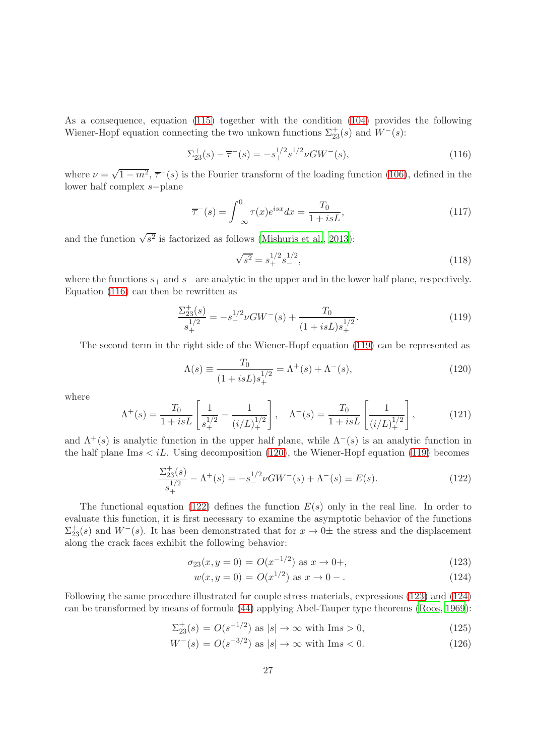As a consequence, equation (115) together with the condition (104) provides the following Wiener-Hopf equation connecting the two unkown functions $\Sigma_{23}^{+}(s)$ and $W^{-}(s)$:

$$\Sigma_{23}^{+}(s) - \overline{\tau}^{-}(s) = -s_{+}^{1/2} s_{-}^{1/2} \nu G W^{-}(s), \tag{116}$$

where $\nu = \sqrt{1-m^2}$, $\overline{\tau}^{-}(s)$ is the Fourier transform of the loading function (106), defined in the lower half complex $s-$plane

$$\overline{\tau}^{-}(s) = \int_{-\infty}^{0} \tau(x) e^{isx} dx = \frac{T_0}{1+isL}, \tag{117}$$

and the function $\sqrt{s^2}$ is factorized as follows (Mishuris et al., 2013):

$$\sqrt{s^2} = s_{+}^{1/2} s_{-}^{1/2}, \tag{118}$$

where the functions $s_{+}$ and $s_{-}$ are analytic in the upper and in the lower half plane, respectively. Equation (116) can then be rewritten as

$$\frac{\Sigma_{23}^{+}(s)}{s_{+}^{1/2}} = -s_{-}^{1/2} \nu G W^{-}(s) + \frac{T_0}{(1+isL) s_{+}^{1/2}}. \tag{119}$$

The second term in the right side of the Wiener-Hopf equation (119) can be represented as

$$\Lambda(s) \equiv \frac{T_0}{(1+isL) s_{+}^{1/2}} = \Lambda^{+}(s) + \Lambda^{-}(s), \tag{120}$$

where

$$\Lambda^{+}(s) = \frac{T_0}{1+isL} \left[ \frac{1}{s_{+}^{1/2}} - \frac{1}{(i/L)_{+}^{1/2}} \right], \quad \Lambda^{-}(s) = \frac{T_0}{1+isL} \left[ \frac{1}{(i/L)_{+}^{1/2}} \right], \tag{121}$$

and $\Lambda^{+}(s)$ is analytic function in the upper half plane, while $\Lambda^{-}(s)$ is an analytic function in the half plane $\text{Im}s < iL$. Using decomposition (120), the Wiener-Hopf equation (119) becomes

$$\frac{\Sigma_{23}^{+}(s)}{s_{+}^{1/2}} - \Lambda^{+}(s) = -s_{-}^{1/2} \nu G W^{-}(s) + \Lambda^{-}(s) \equiv E(s). \tag{122}$$

The functional equation (122) defines the function $E(s)$ only in the real line. In order to evaluate this function, it is first necessary to examine the asymptotic behavior of the functions $\Sigma_{23}^{+}(s)$ and $W^{-}(s)$. It has been demonstrated that for $x \to 0\pm$ the stress and the displacement along the crack faces exhibit the following behavior:

$$\sigma_{23}(x, y=0) = O(x^{-1/2}) \text{ as } x \to 0+, \tag{123}$$

$$w(x, y=0) = O(x^{1/2}) \text{ as } x \to 0-. \tag{124}$$

Following the same procedure illustrated for couple stress materials, expressions (123) and (124) can be transformed by means of formula (44) applying Abel-Tauper type theorems (Roos, 1969):

$$\Sigma_{23}^{+}(s) = O(s^{-1/2}) \text{ as } |s| \to \infty \text{ with } \text{Im}s > 0, \tag{125}$$

$$W^{-}(s) = O(s^{-3/2}) \text{ as } |s| \to \infty \text{ with } \text{Im}s < 0. \tag{126}$$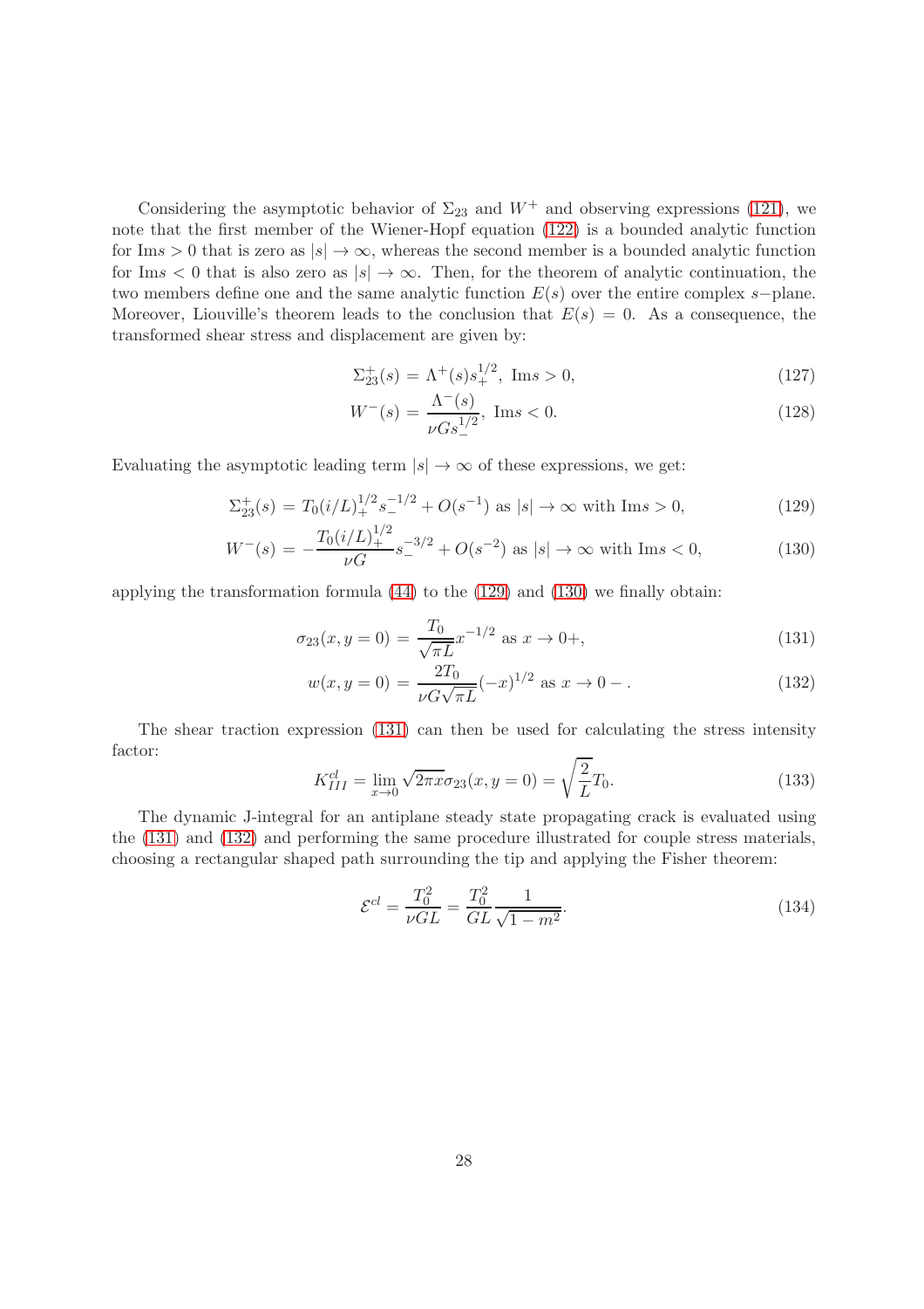Considering the asymptotic behavior of $\Sigma_{23}$ and $W^+$ and observing expressions (121), we note that the first member of the Wiener-Hopf equation (122) is a bounded analytic function for $\text{Im}s > 0$ that is zero as $|s| \to \infty$, whereas the second member is a bounded analytic function for $\text{Im}s < 0$ that is also zero as $|s| \to \infty$. Then, for the theorem of analytic continuation, the two members define one and the same analytic function $E(s)$ over the entire complex $s-$plane. Moreover, Liouville's theorem leads to the conclusion that $E(s) = 0$. As a consequence, the transformed shear stress and displacement are given by:

$$\Sigma_{23}^+(s) = \Lambda^+(s) s_+^{1/2}, \ \text{Im}s > 0, \tag{127}$$

$$W^-(s) = \frac{\Lambda^-(s)}{\nu G s_-^{1/2}}, \ \text{Im}s < 0. \tag{128}$$

Evaluating the asymptotic leading term $|s| \to \infty$ of these expressions, we get:

$$\Sigma_{23}^+(s) = T_0 (i/L)_+^{1/2} s_-^{-1/2} + O(s^{-1}) \text{ as } |s| \to \infty \text{ with } \text{Im}s > 0, \tag{129}$$

$$W^-(s) = -\frac{T_0 (i/L)_+^{1/2}}{\nu G} s_-^{-3/2} + O(s^{-2}) \text{ as } |s| \to \infty \text{ with } \text{Im}s < 0, \tag{130}$$

applying the transformation formula (44) to the (129) and (130) we finally obtain:

$$\sigma_{23}(x, y = 0) = \frac{T_0}{\sqrt{\pi L}} x^{-1/2} \text{ as } x \to 0+, \tag{131}$$

$$w(x, y = 0) = \frac{2T_0}{\nu G \sqrt{\pi L}} (-x)^{1/2} \text{ as } x \to 0-. \tag{132}$$

The shear traction expression (131) can then be used for calculating the stress intensity factor:

$$K_{III}^{cl} = \lim_{x \to 0} \sqrt{2\pi x}\, \sigma_{23}(x, y = 0) = \sqrt{\frac{2}{L}} T_0. \tag{133}$$

The dynamic J-integral for an antiplane steady state propagating crack is evaluated using the (131) and (132) and performing the same procedure illustrated for couple stress materials, choosing a rectangular shaped path surrounding the tip and applying the Fisher theorem:

$$\mathcal{E}^{cl} = \frac{T_0^2}{\nu G L} = \frac{T_0^2}{G L} \frac{1}{\sqrt{1 - m^2}}. \tag{134}$$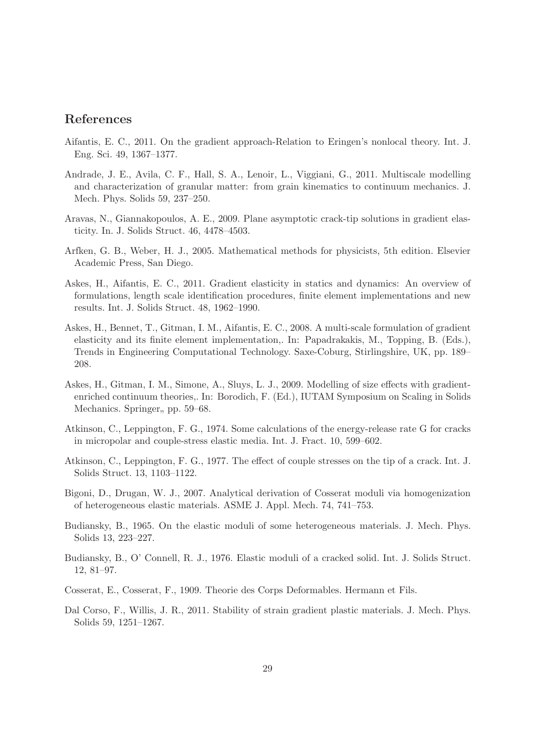## References

Aifantis, E. C., 2011. On the gradient approach-Relation to Eringen's nonlocal theory. Int. J. Eng. Sci. 49, 1367–1377.

Andrade, J. E., Avila, C. F., Hall, S. A., Lenoir, L., Viggiani, G., 2011. Multiscale modelling and characterization of granular matter: from grain kinematics to continuum mechanics. J. Mech. Phys. Solids 59, 237–250.

Aravas, N., Giannakopoulos, A. E., 2009. Plane asymptotic crack-tip solutions in gradient elasticity. In. J. Solids Struct. 46, 4478–4503.

Arfken, G. B., Weber, H. J., 2005. Mathematical methods for physicists, 5th edition. Elsevier Academic Press, San Diego.

Askes, H., Aifantis, E. C., 2011. Gradient elasticity in statics and dynamics: An overview of formulations, length scale identification procedures, finite element implementations and new results. Int. J. Solids Struct. 48, 1962–1990.

Askes, H., Bennet, T., Gitman, I. M., Aifantis, E. C., 2008. A multi-scale formulation of gradient elasticity and its finite element implementation,. In: Papadrakakis, M., Topping, B. (Eds.), Trends in Engineering Computational Technology. Saxe-Coburg, Stirlingshire, UK, pp. 189–208.

Askes, H., Gitman, I. M., Simone, A., Sluys, L. J., 2009. Modelling of size effects with gradient-enriched continuum theories,. In: Borodich, F. (Ed.), IUTAM Symposium on Scaling in Solids Mechanics. Springer,, pp. 59–68.

Atkinson, C., Leppington, F. G., 1974. Some calculations of the energy-release rate G for cracks in micropolar and couple-stress elastic media. Int. J. Fract. 10, 599–602.

Atkinson, C., Leppington, F. G., 1977. The effect of couple stresses on the tip of a crack. Int. J. Solids Struct. 13, 1103–1122.

Bigoni, D., Drugan, W. J., 2007. Analytical derivation of Cosserat moduli via homogenization of heterogeneous elastic materials. ASME J. Appl. Mech. 74, 741–753.

Budiansky, B., 1965. On the elastic moduli of some heterogeneous materials. J. Mech. Phys. Solids 13, 223–227.

Budiansky, B., O' Connell, R. J., 1976. Elastic moduli of a cracked solid. Int. J. Solids Struct. 12, 81–97.

Cosserat, E., Cosserat, F., 1909. Theorie des Corps Deformables. Hermann et Fils.

Dal Corso, F., Willis, J. R., 2011. Stability of strain gradient plastic materials. J. Mech. Phys. Solids 59, 1251–1267.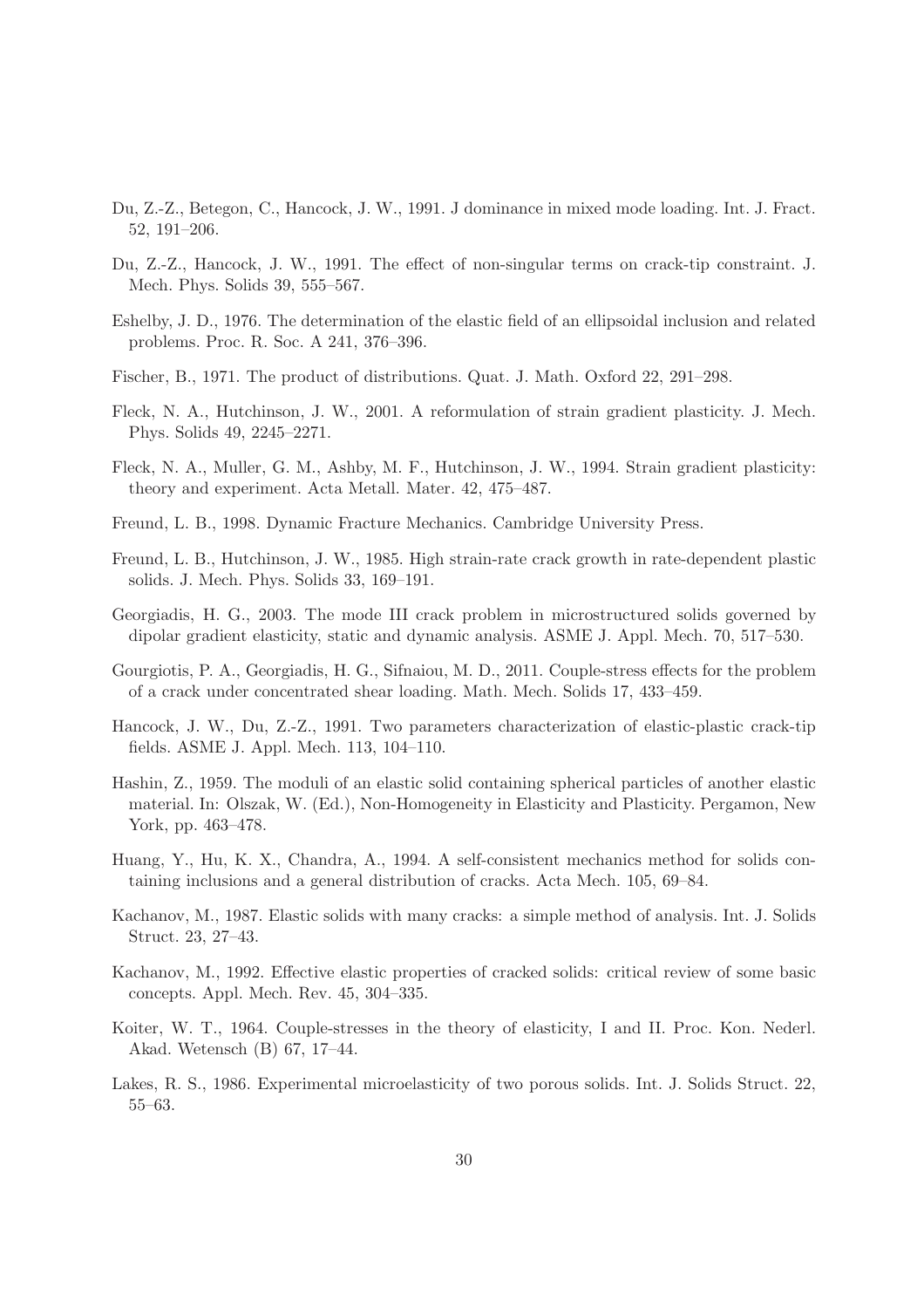Du, Z.-Z., Betegon, C., Hancock, J. W., 1991. J dominance in mixed mode loading. Int. J. Fract. 52, 191–206.

Du, Z.-Z., Hancock, J. W., 1991. The effect of non-singular terms on crack-tip constraint. J. Mech. Phys. Solids 39, 555–567.

Eshelby, J. D., 1976. The determination of the elastic field of an ellipsoidal inclusion and related problems. Proc. R. Soc. A 241, 376–396.

Fischer, B., 1971. The product of distributions. Quat. J. Math. Oxford 22, 291–298.

Fleck, N. A., Hutchinson, J. W., 2001. A reformulation of strain gradient plasticity. J. Mech. Phys. Solids 49, 2245–2271.

Fleck, N. A., Muller, G. M., Ashby, M. F., Hutchinson, J. W., 1994. Strain gradient plasticity: theory and experiment. Acta Metall. Mater. 42, 475–487.

Freund, L. B., 1998. Dynamic Fracture Mechanics. Cambridge University Press.

Freund, L. B., Hutchinson, J. W., 1985. High strain-rate crack growth in rate-dependent plastic solids. J. Mech. Phys. Solids 33, 169–191.

Georgiadis, H. G., 2003. The mode III crack problem in microstructured solids governed by dipolar gradient elasticity, static and dynamic analysis. ASME J. Appl. Mech. 70, 517–530.

Gourgiotis, P. A., Georgiadis, H. G., Sifnaiou, M. D., 2011. Couple-stress effects for the problem of a crack under concentrated shear loading. Math. Mech. Solids 17, 433–459.

Hancock, J. W., Du, Z.-Z., 1991. Two parameters characterization of elastic-plastic crack-tip fields. ASME J. Appl. Mech. 113, 104–110.

Hashin, Z., 1959. The moduli of an elastic solid containing spherical particles of another elastic material. In: Olszak, W. (Ed.), Non-Homogeneity in Elasticity and Plasticity. Pergamon, New York, pp. 463–478.

Huang, Y., Hu, K. X., Chandra, A., 1994. A self-consistent mechanics method for solids containing inclusions and a general distribution of cracks. Acta Mech. 105, 69–84.

Kachanov, M., 1987. Elastic solids with many cracks: a simple method of analysis. Int. J. Solids Struct. 23, 27–43.

Kachanov, M., 1992. Effective elastic properties of cracked solids: critical review of some basic concepts. Appl. Mech. Rev. 45, 304–335.

Koiter, W. T., 1964. Couple-stresses in the theory of elasticity, I and II. Proc. Kon. Nederl. Akad. Wetensch (B) 67, 17–44.

Lakes, R. S., 1986. Experimental microelasticity of two porous solids. Int. J. Solids Struct. 22, 55–63.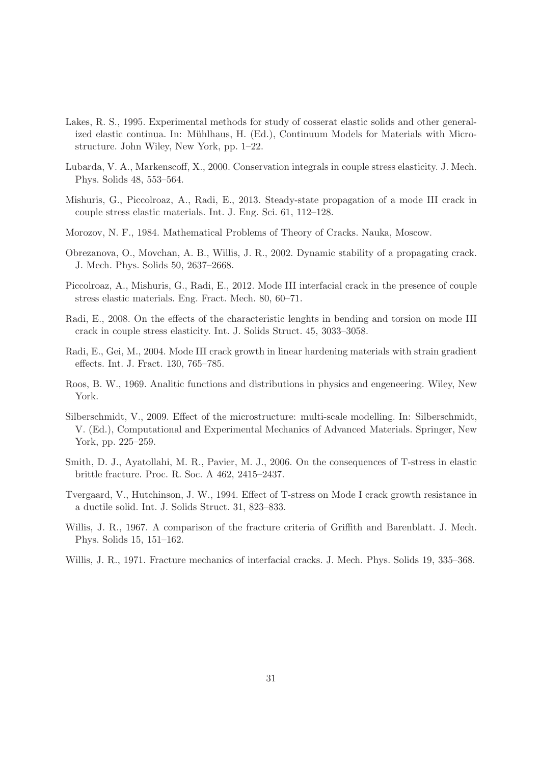Lakes, R. S., 1995. Experimental methods for study of cosserat elastic solids and other generalized elastic continua. In: Mühlhaus, H. (Ed.), Continuum Models for Materials with Microstructure. John Wiley, New York, pp. 1–22.

Lubarda, V. A., Markenscoff, X., 2000. Conservation integrals in couple stress elasticity. J. Mech. Phys. Solids 48, 553–564.

Mishuris, G., Piccolroaz, A., Radi, E., 2013. Steady-state propagation of a mode III crack in couple stress elastic materials. Int. J. Eng. Sci. 61, 112–128.

Morozov, N. F., 1984. Mathematical Problems of Theory of Cracks. Nauka, Moscow.

Obrezanova, O., Movchan, A. B., Willis, J. R., 2002. Dynamic stability of a propagating crack. J. Mech. Phys. Solids 50, 2637–2668.

Piccolroaz, A., Mishuris, G., Radi, E., 2012. Mode III interfacial crack in the presence of couple stress elastic materials. Eng. Fract. Mech. 80, 60–71.

Radi, E., 2008. On the effects of the characteristic lenghts in bending and torsion on mode III crack in couple stress elasticity. Int. J. Solids Struct. 45, 3033–3058.

Radi, E., Gei, M., 2004. Mode III crack growth in linear hardening materials with strain gradient effects. Int. J. Fract. 130, 765–785.

Roos, B. W., 1969. Analitic functions and distributions in physics and engeneering. Wiley, New York.

Silberschmidt, V., 2009. Effect of the microstructure: multi-scale modelling. In: Silberschmidt, V. (Ed.), Computational and Experimental Mechanics of Advanced Materials. Springer, New York, pp. 225–259.

Smith, D. J., Ayatollahi, M. R., Pavier, M. J., 2006. On the consequences of T-stress in elastic brittle fracture. Proc. R. Soc. A 462, 2415–2437.

Tvergaard, V., Hutchinson, J. W., 1994. Effect of T-stress on Mode I crack growth resistance in a ductile solid. Int. J. Solids Struct. 31, 823–833.

Willis, J. R., 1967. A comparison of the fracture criteria of Griffith and Barenblatt. J. Mech. Phys. Solids 15, 151–162.

Willis, J. R., 1971. Fracture mechanics of interfacial cracks. J. Mech. Phys. Solids 19, 335–368.